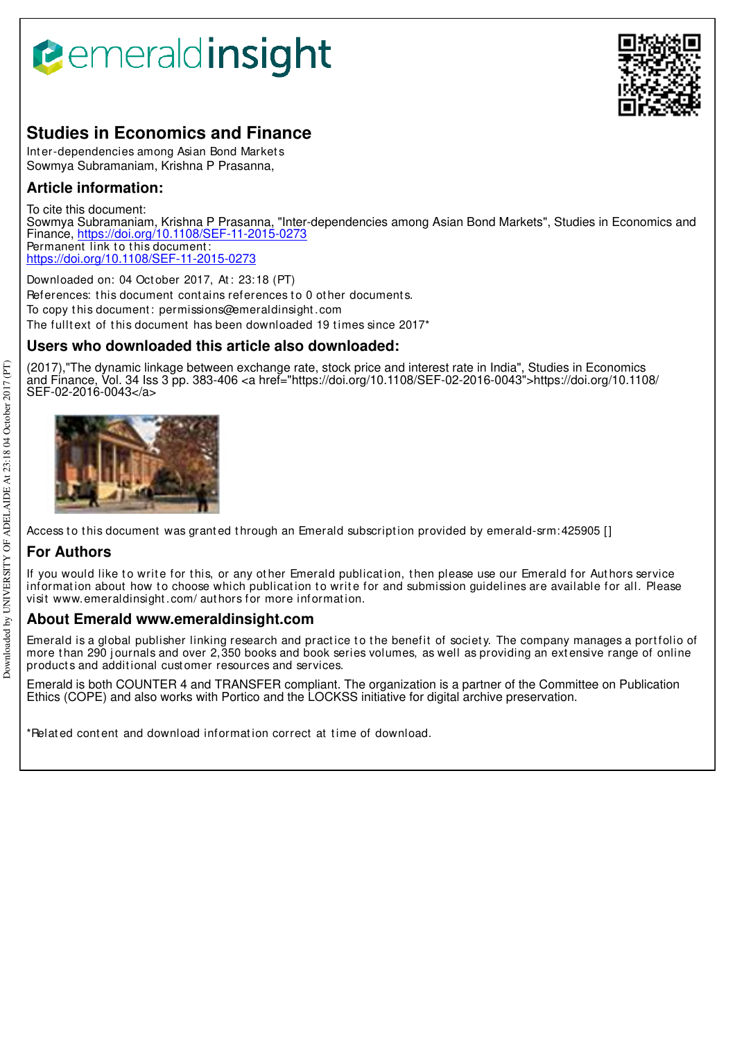# emeraldinsight

## Studies in Economics and Finance

Inter-dependencies among Asian Bond Markets
Sowmya Subramaniam, Krishna P Prasanna,

## Article information:

To cite this document:
Sowmya Subramaniam, Krishna P Prasanna, "Inter-dependencies among Asian Bond Markets", Studies in Economics and Finance, https://doi.org/10.1108/SEF-11-2015-0273
Permanent link to this document:
https://doi.org/10.1108/SEF-11-2015-0273

Downloaded on: 04 October 2017, At: 23:18 (PT)
References: this document contains references to 0 other documents.
To copy this document: permissions@emeraldinsight.com
The fulltext of this document has been downloaded 19 times since 2017*

## Users who downloaded this article also downloaded:

(2017),"The dynamic linkage between exchange rate, stock price and interest rate in India", Studies in Economics and Finance, Vol. 34 Iss 3 pp. 383-406 <a href="https://doi.org/10.1108/SEF-02-2016-0043">https://doi.org/10.1108/SEF-02-2016-0043</a>

Access to this document was granted through an Emerald subscription provided by emerald-srm:425905 []

## For Authors

If you would like to write for this, or any other Emerald publication, then please use our Emerald for Authors service information about how to choose which publication to write for and submission guidelines are available for all. Please visit www.emeraldinsight.com/authors for more information.

## About Emerald www.emeraldinsight.com

Emerald is a global publisher linking research and practice to the benefit of society. The company manages a portfolio of more than 290 journals and over 2,350 books and book series volumes, as well as providing an extensive range of online products and additional customer resources and services.

Emerald is both COUNTER 4 and TRANSFER compliant. The organization is a partner of the Committee on Publication Ethics (COPE) and also works with Portico and the LOCKSS initiative for digital archive preservation.

*Related content and download information correct at time of download.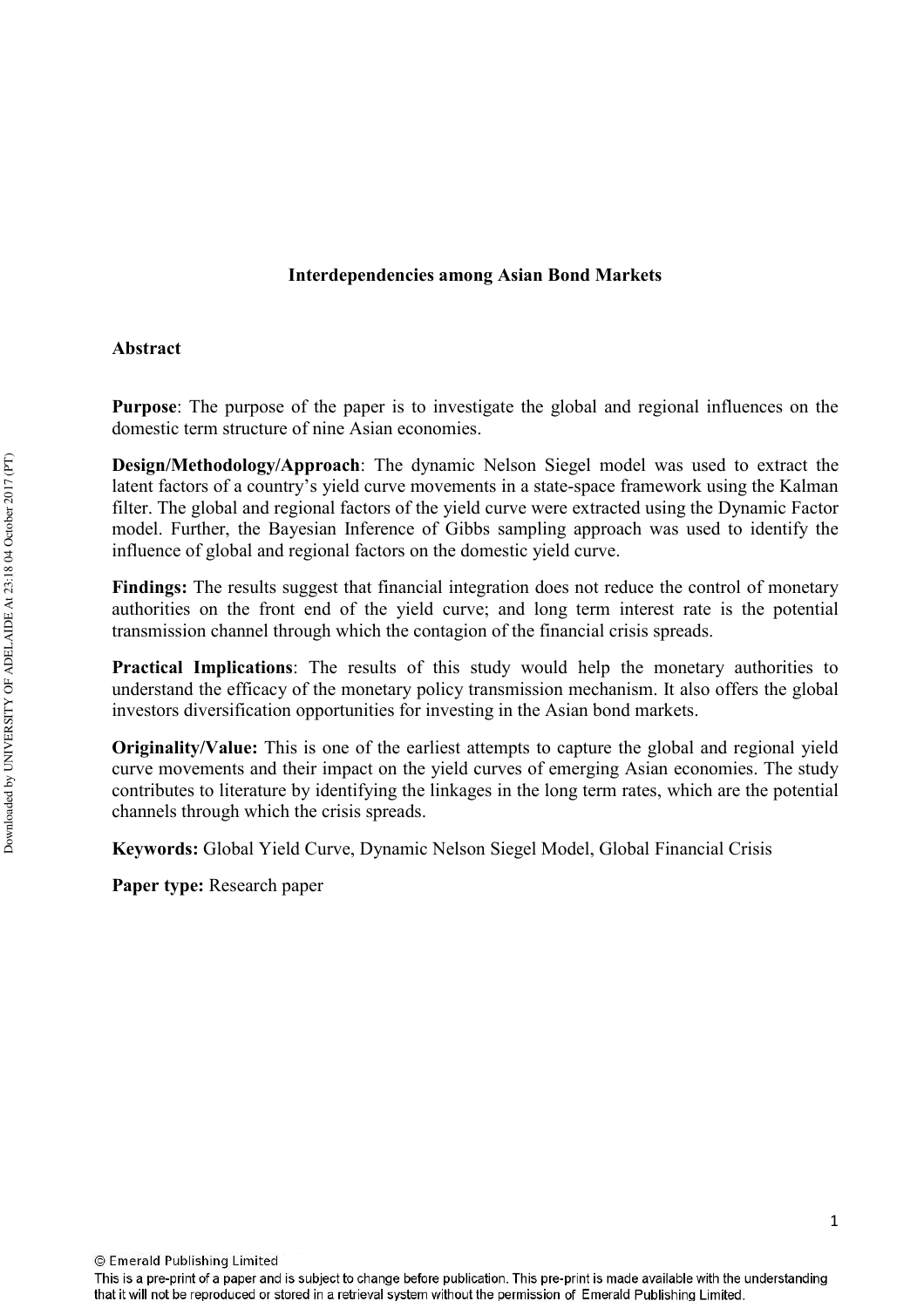# Interdependencies among Asian Bond Markets

## Abstract

**Purpose**: The purpose of the paper is to investigate the global and regional influences on the domestic term structure of nine Asian economies.

**Design/Methodology/Approach**: The dynamic Nelson Siegel model was used to extract the latent factors of a country's yield curve movements in a state-space framework using the Kalman filter. The global and regional factors of the yield curve were extracted using the Dynamic Factor model. Further, the Bayesian Inference of Gibbs sampling approach was used to identify the influence of global and regional factors on the domestic yield curve.

**Findings:** The results suggest that financial integration does not reduce the control of monetary authorities on the front end of the yield curve; and long term interest rate is the potential transmission channel through which the contagion of the financial crisis spreads.

**Practical Implications**: The results of this study would help the monetary authorities to understand the efficacy of the monetary policy transmission mechanism. It also offers the global investors diversification opportunities for investing in the Asian bond markets.

**Originality/Value:** This is one of the earliest attempts to capture the global and regional yield curve movements and their impact on the yield curves of emerging Asian economies. The study contributes to literature by identifying the linkages in the long term rates, which are the potential channels through which the crisis spreads.

**Keywords:** Global Yield Curve, Dynamic Nelson Siegel Model, Global Financial Crisis

**Paper type:** Research paper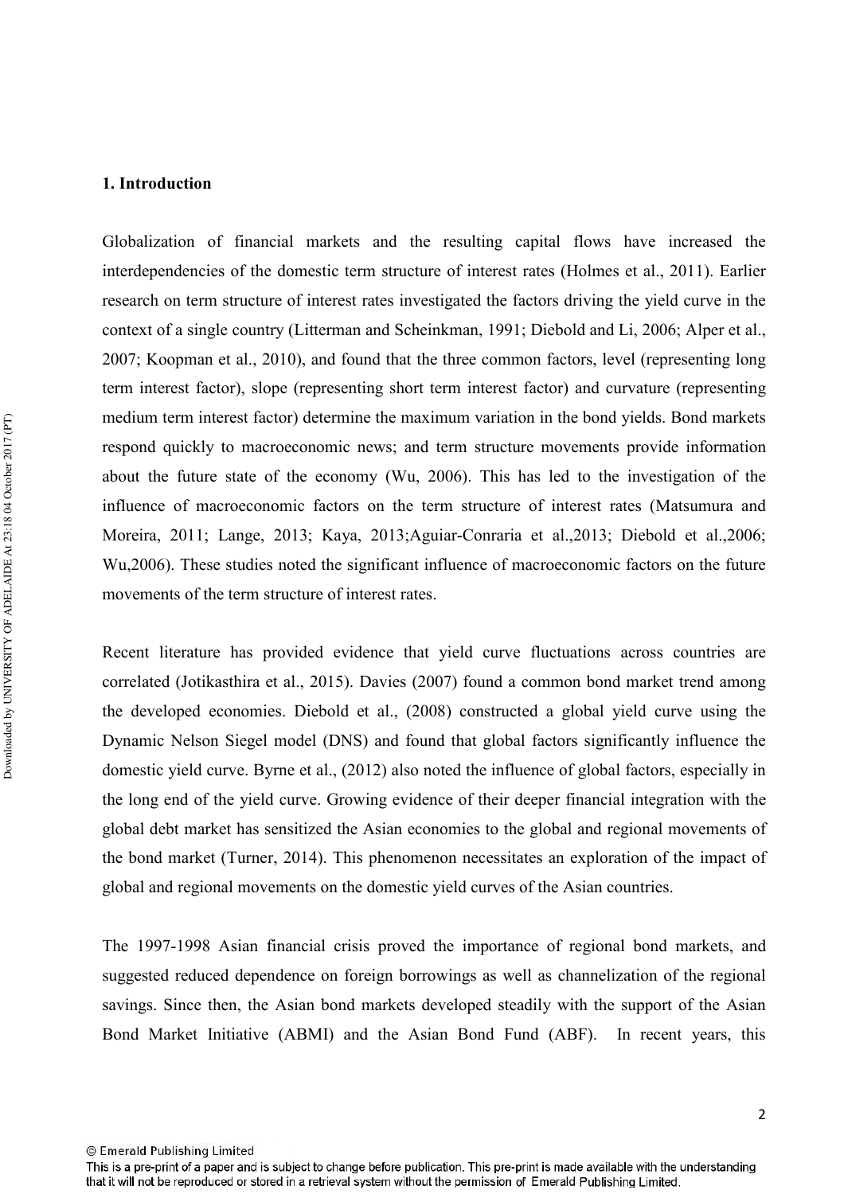## 1. Introduction

Globalization of financial markets and the resulting capital flows have increased the interdependencies of the domestic term structure of interest rates (Holmes et al., 2011). Earlier research on term structure of interest rates investigated the factors driving the yield curve in the context of a single country (Litterman and Scheinkman, 1991; Diebold and Li, 2006; Alper et al., 2007; Koopman et al., 2010), and found that the three common factors, level (representing long term interest factor), slope (representing short term interest factor) and curvature (representing medium term interest factor) determine the maximum variation in the bond yields. Bond markets respond quickly to macroeconomic news; and term structure movements provide information about the future state of the economy (Wu, 2006). This has led to the investigation of the influence of macroeconomic factors on the term structure of interest rates (Matsumura and Moreira, 2011; Lange, 2013; Kaya, 2013;Aguiar-Conraria et al.,2013; Diebold et al.,2006; Wu,2006). These studies noted the significant influence of macroeconomic factors on the future movements of the term structure of interest rates.

Recent literature has provided evidence that yield curve fluctuations across countries are correlated (Jotikasthira et al., 2015). Davies (2007) found a common bond market trend among the developed economies. Diebold et al., (2008) constructed a global yield curve using the Dynamic Nelson Siegel model (DNS) and found that global factors significantly influence the domestic yield curve. Byrne et al., (2012) also noted the influence of global factors, especially in the long end of the yield curve. Growing evidence of their deeper financial integration with the global debt market has sensitized the Asian economies to the global and regional movements of the bond market (Turner, 2014). This phenomenon necessitates an exploration of the impact of global and regional movements on the domestic yield curves of the Asian countries.

The 1997-1998 Asian financial crisis proved the importance of regional bond markets, and suggested reduced dependence on foreign borrowings as well as channelization of the regional savings. Since then, the Asian bond markets developed steadily with the support of the Asian Bond Market Initiative (ABMI) and the Asian Bond Fund (ABF). In recent years, this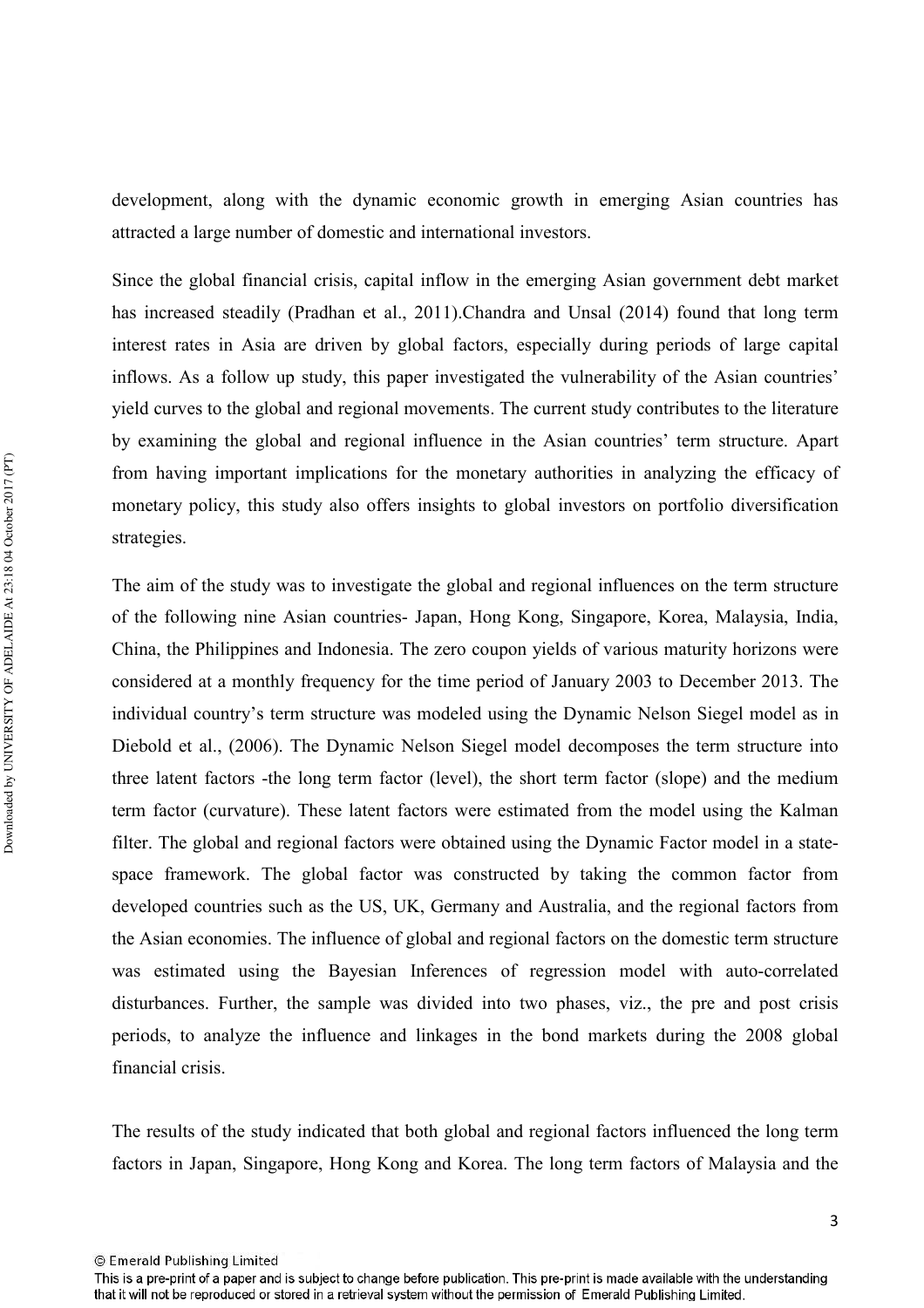development, along with the dynamic economic growth in emerging Asian countries has attracted a large number of domestic and international investors.

Since the global financial crisis, capital inflow in the emerging Asian government debt market has increased steadily (Pradhan et al., 2011).Chandra and Unsal (2014) found that long term interest rates in Asia are driven by global factors, especially during periods of large capital inflows. As a follow up study, this paper investigated the vulnerability of the Asian countries' yield curves to the global and regional movements. The current study contributes to the literature by examining the global and regional influence in the Asian countries' term structure. Apart from having important implications for the monetary authorities in analyzing the efficacy of monetary policy, this study also offers insights to global investors on portfolio diversification strategies.

The aim of the study was to investigate the global and regional influences on the term structure of the following nine Asian countries- Japan, Hong Kong, Singapore, Korea, Malaysia, India, China, the Philippines and Indonesia. The zero coupon yields of various maturity horizons were considered at a monthly frequency for the time period of January 2003 to December 2013. The individual country's term structure was modeled using the Dynamic Nelson Siegel model as in Diebold et al., (2006). The Dynamic Nelson Siegel model decomposes the term structure into three latent factors -the long term factor (level), the short term factor (slope) and the medium term factor (curvature). These latent factors were estimated from the model using the Kalman filter. The global and regional factors were obtained using the Dynamic Factor model in a state-space framework. The global factor was constructed by taking the common factor from developed countries such as the US, UK, Germany and Australia, and the regional factors from the Asian economies. The influence of global and regional factors on the domestic term structure was estimated using the Bayesian Inferences of regression model with auto-correlated disturbances. Further, the sample was divided into two phases, viz., the pre and post crisis periods, to analyze the influence and linkages in the bond markets during the 2008 global financial crisis.

The results of the study indicated that both global and regional factors influenced the long term factors in Japan, Singapore, Hong Kong and Korea. The long term factors of Malaysia and the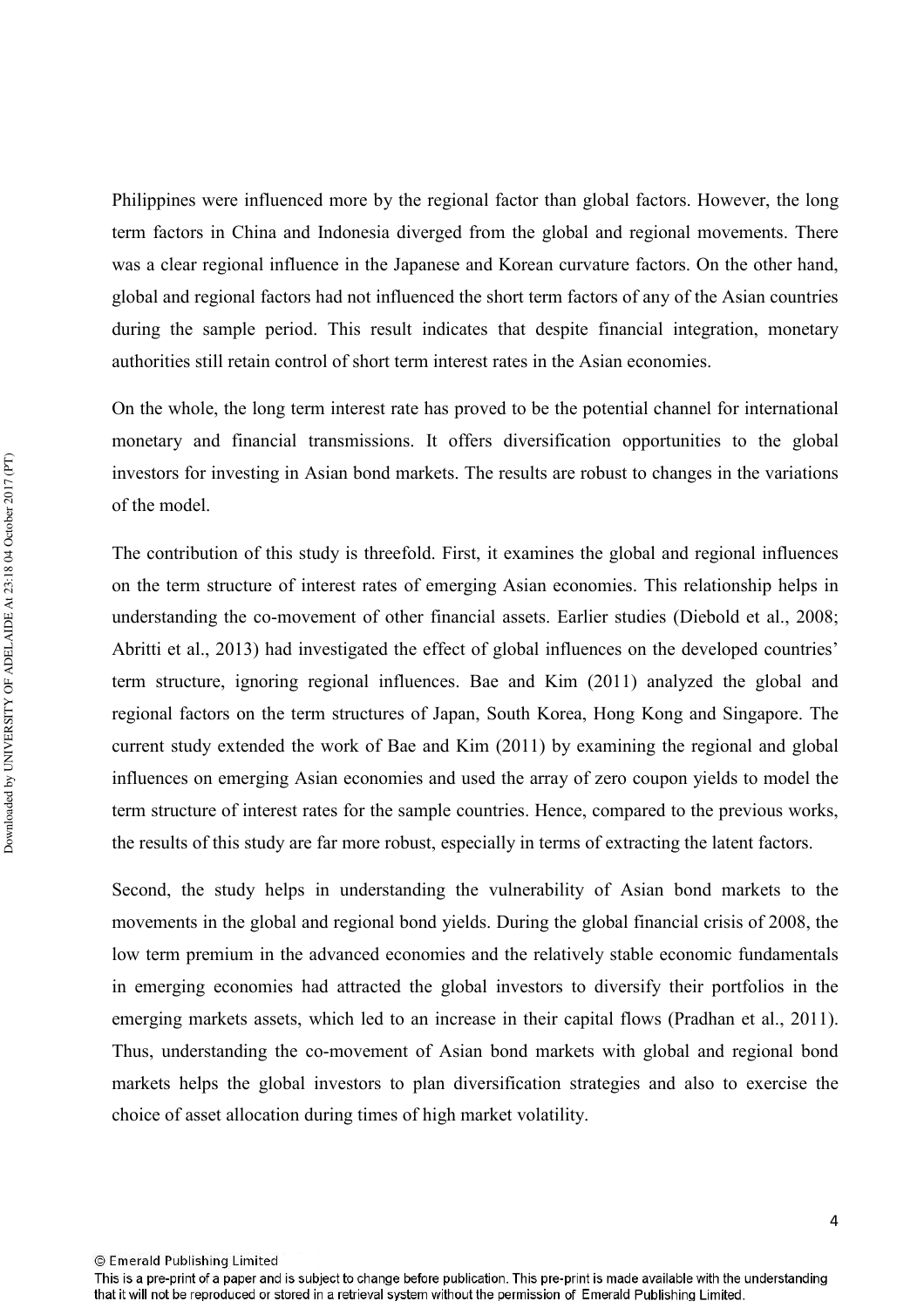Philippines were influenced more by the regional factor than global factors. However, the long term factors in China and Indonesia diverged from the global and regional movements. There was a clear regional influence in the Japanese and Korean curvature factors. On the other hand, global and regional factors had not influenced the short term factors of any of the Asian countries during the sample period. This result indicates that despite financial integration, monetary authorities still retain control of short term interest rates in the Asian economies.

On the whole, the long term interest rate has proved to be the potential channel for international monetary and financial transmissions. It offers diversification opportunities to the global investors for investing in Asian bond markets. The results are robust to changes in the variations of the model.

The contribution of this study is threefold. First, it examines the global and regional influences on the term structure of interest rates of emerging Asian economies. This relationship helps in understanding the co-movement of other financial assets. Earlier studies (Diebold et al., 2008; Abritti et al., 2013) had investigated the effect of global influences on the developed countries' term structure, ignoring regional influences. Bae and Kim (2011) analyzed the global and regional factors on the term structures of Japan, South Korea, Hong Kong and Singapore. The current study extended the work of Bae and Kim (2011) by examining the regional and global influences on emerging Asian economies and used the array of zero coupon yields to model the term structure of interest rates for the sample countries. Hence, compared to the previous works, the results of this study are far more robust, especially in terms of extracting the latent factors.

Second, the study helps in understanding the vulnerability of Asian bond markets to the movements in the global and regional bond yields. During the global financial crisis of 2008, the low term premium in the advanced economies and the relatively stable economic fundamentals in emerging economies had attracted the global investors to diversify their portfolios in the emerging markets assets, which led to an increase in their capital flows (Pradhan et al., 2011). Thus, understanding the co-movement of Asian bond markets with global and regional bond markets helps the global investors to plan diversification strategies and also to exercise the choice of asset allocation during times of high market volatility.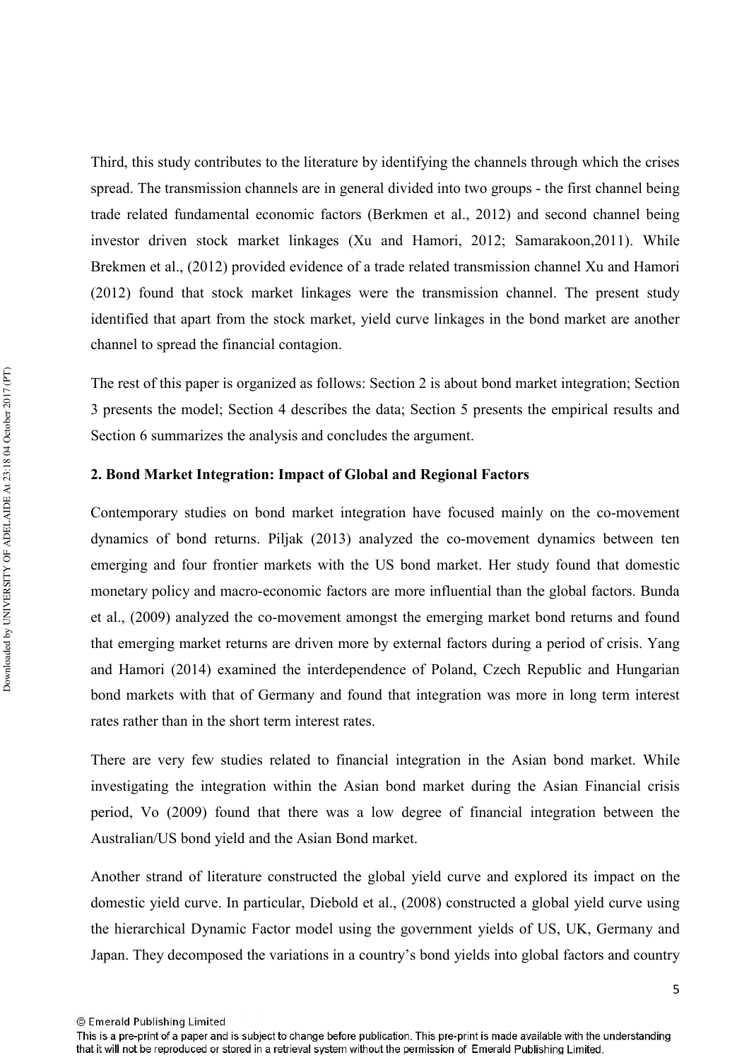Third, this study contributes to the literature by identifying the channels through which the crises spread. The transmission channels are in general divided into two groups - the first channel being trade related fundamental economic factors (Berkmen et al., 2012) and second channel being investor driven stock market linkages (Xu and Hamori, 2012; Samarakoon,2011). While Brekmen et al., (2012) provided evidence of a trade related transmission channel Xu and Hamori (2012) found that stock market linkages were the transmission channel. The present study identified that apart from the stock market, yield curve linkages in the bond market are another channel to spread the financial contagion.

The rest of this paper is organized as follows: Section 2 is about bond market integration; Section 3 presents the model; Section 4 describes the data; Section 5 presents the empirical results and Section 6 summarizes the analysis and concludes the argument.

## 2. Bond Market Integration: Impact of Global and Regional Factors

Contemporary studies on bond market integration have focused mainly on the co-movement dynamics of bond returns. Piljak (2013) analyzed the co-movement dynamics between ten emerging and four frontier markets with the US bond market. Her study found that domestic monetary policy and macro-economic factors are more influential than the global factors. Bunda et al., (2009) analyzed the co-movement amongst the emerging market bond returns and found that emerging market returns are driven more by external factors during a period of crisis. Yang and Hamori (2014) examined the interdependence of Poland, Czech Republic and Hungarian bond markets with that of Germany and found that integration was more in long term interest rates rather than in the short term interest rates.

There are very few studies related to financial integration in the Asian bond market. While investigating the integration within the Asian bond market during the Asian Financial crisis period, Vo (2009) found that there was a low degree of financial integration between the Australian/US bond yield and the Asian Bond market.

Another strand of literature constructed the global yield curve and explored its impact on the domestic yield curve. In particular, Diebold et al., (2008) constructed a global yield curve using the hierarchical Dynamic Factor model using the government yields of US, UK, Germany and Japan. They decomposed the variations in a country's bond yields into global factors and country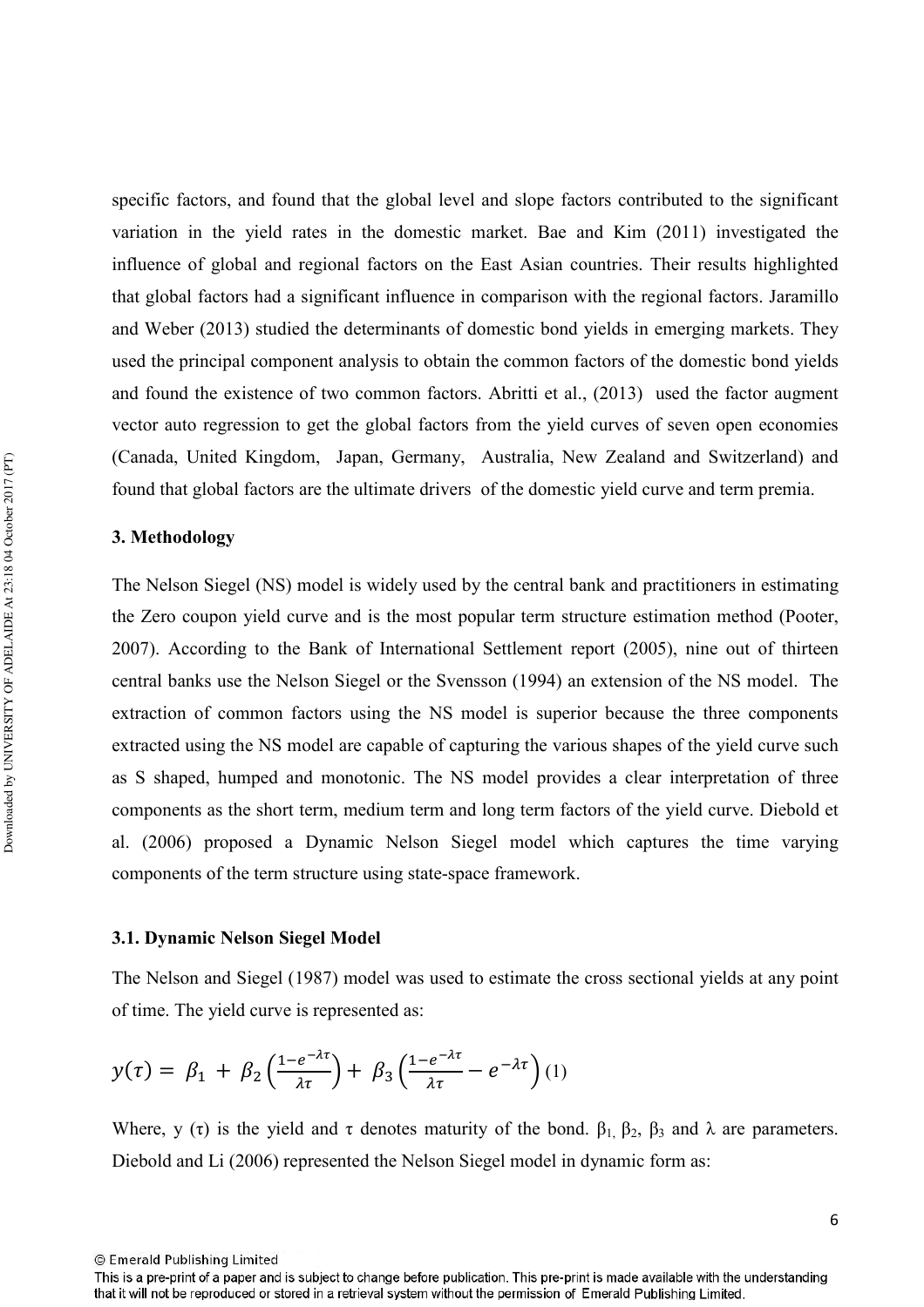specific factors, and found that the global level and slope factors contributed to the significant variation in the yield rates in the domestic market. Bae and Kim (2011) investigated the influence of global and regional factors on the East Asian countries. Their results highlighted that global factors had a significant influence in comparison with the regional factors. Jaramillo and Weber (2013) studied the determinants of domestic bond yields in emerging markets. They used the principal component analysis to obtain the common factors of the domestic bond yields and found the existence of two common factors. Abritti et al., (2013) used the factor augment vector auto regression to get the global factors from the yield curves of seven open economies (Canada, United Kingdom, Japan, Germany, Australia, New Zealand and Switzerland) and found that global factors are the ultimate drivers of the domestic yield curve and term premia.

## 3. Methodology

The Nelson Siegel (NS) model is widely used by the central bank and practitioners in estimating the Zero coupon yield curve and is the most popular term structure estimation method (Pooter, 2007). According to the Bank of International Settlement report (2005), nine out of thirteen central banks use the Nelson Siegel or the Svensson (1994) an extension of the NS model. The extraction of common factors using the NS model is superior because the three components extracted using the NS model are capable of capturing the various shapes of the yield curve such as S shaped, humped and monotonic. The NS model provides a clear interpretation of three components as the short term, medium term and long term factors of the yield curve. Diebold et al. (2006) proposed a Dynamic Nelson Siegel model which captures the time varying components of the term structure using state-space framework.

### 3.1. Dynamic Nelson Siegel Model

The Nelson and Siegel (1987) model was used to estimate the cross sectional yields at any point of time. The yield curve is represented as:

$$y(\tau) = \beta_1 + \beta_2\left(\frac{1-e^{-\lambda\tau}}{\lambda\tau}\right) + \beta_3\left(\frac{1-e^{-\lambda\tau}}{\lambda\tau} - e^{-\lambda\tau}\right) \quad (1)$$

Where, y (τ) is the yield and τ denotes maturity of the bond. $\beta_1$, $\beta_2$, $\beta_3$ and $\lambda$ are parameters. Diebold and Li (2006) represented the Nelson Siegel model in dynamic form as: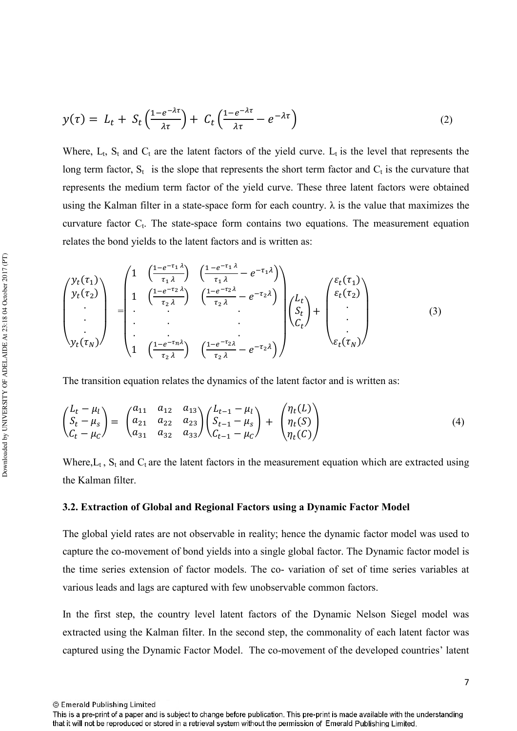$$y(\tau) = L_t + S_t\left(\frac{1-e^{-\lambda\tau}}{\lambda\tau}\right) + C_t\left(\frac{1-e^{-\lambda\tau}}{\lambda\tau} - e^{-\lambda\tau}\right) \tag{2}$$

Where, $L_t$, $S_t$ and $C_t$ are the latent factors of the yield curve. $L_t$ is the level that represents the long term factor, $S_t$ is the slope that represents the short term factor and $C_t$ is the curvature that represents the medium term factor of the yield curve. These three latent factors were obtained using the Kalman filter in a state-space form for each country. $\lambda$ is the value that maximizes the curvature factor $C_t$. The state-space form contains two equations. The measurement equation relates the bond yields to the latent factors and is written as:

$$\begin{pmatrix} y_t(\tau_1) \\ y_t(\tau_2) \\ \cdot \\ \cdot \\ \cdot \\ y_t(\tau_N) \end{pmatrix} = \begin{pmatrix} 1 & \left(\frac{1-e^{-\tau_1\lambda}}{\tau_1\lambda}\right) & \left(\frac{1-e^{-\tau_1\lambda}}{\tau_1\lambda} - e^{-\tau_1\lambda}\right) \\ 1 & \left(\frac{1-e^{-\tau_2\lambda}}{\tau_2\lambda}\right) & \left(\frac{1-e^{-\tau_2\lambda}}{\tau_2\lambda} - e^{-\tau_2\lambda}\right) \\ \cdot & \cdot & \cdot \\ \cdot & \cdot & \cdot \\ \cdot & \cdot & \cdot \\ 1 & \left(\frac{1-e^{-\tau_n\lambda}}{\tau_2\lambda}\right) & \left(\frac{1-e^{-\tau_2\lambda}}{\tau_2\lambda} - e^{-\tau_2\lambda}\right) \end{pmatrix} \begin{pmatrix} L_t \\ S_t \\ C_t \end{pmatrix} + \begin{pmatrix} \varepsilon_t(\tau_1) \\ \varepsilon_t(\tau_2) \\ \cdot \\ \cdot \\ \cdot \\ \varepsilon_t(\tau_N) \end{pmatrix} \tag{3}$$

The transition equation relates the dynamics of the latent factor and is written as:

$$\begin{pmatrix} L_t - \mu_l \\ S_t - \mu_s \\ C_t - \mu_C \end{pmatrix} = \begin{pmatrix} a_{11} & a_{12} & a_{13} \\ a_{21} & a_{22} & a_{23} \\ a_{31} & a_{32} & a_{33} \end{pmatrix} \begin{pmatrix} L_{t-1} - \mu_l \\ S_{t-1} - \mu_s \\ C_{t-1} - \mu_C \end{pmatrix} + \begin{pmatrix} \eta_t(L) \\ \eta_t(S) \\ \eta_t(C) \end{pmatrix} \tag{4}$$

Where, $L_t$, $S_t$ and $C_t$ are the latent factors in the measurement equation which are extracted using the Kalman filter.

### 3.2. Extraction of Global and Regional Factors using a Dynamic Factor Model

The global yield rates are not observable in reality; hence the dynamic factor model was used to capture the co-movement of bond yields into a single global factor. The Dynamic factor model is the time series extension of factor models. The co- variation of set of time series variables at various leads and lags are captured with few unobservable common factors.

In the first step, the country level latent factors of the Dynamic Nelson Siegel model was extracted using the Kalman filter. In the second step, the commonality of each latent factor was captured using the Dynamic Factor Model. The co-movement of the developed countries' latent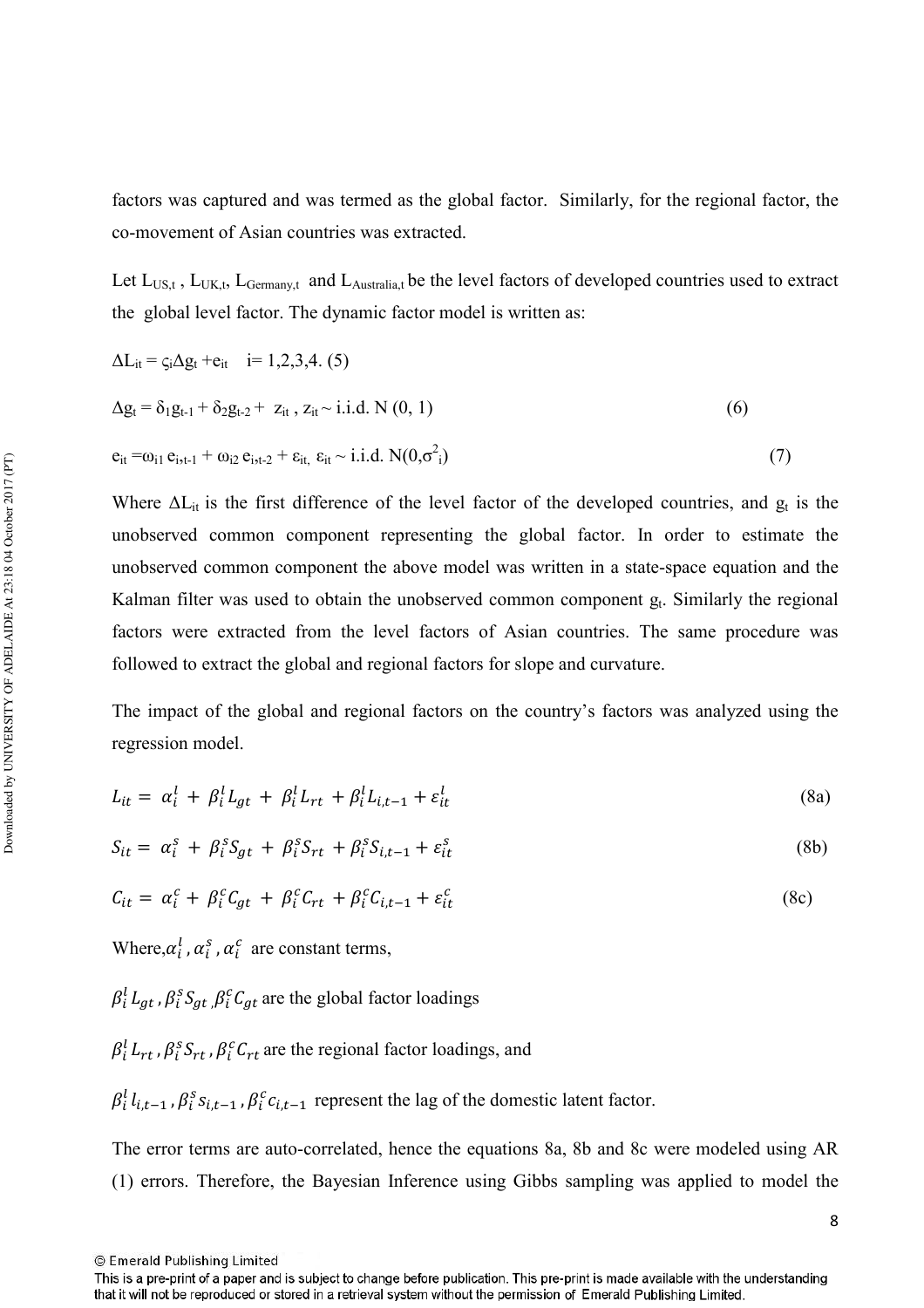factors was captured and was termed as the global factor. Similarly, for the regional factor, the co-movement of Asian countries was extracted.

Let $L_{US,t}$ , $L_{UK,t}$, $L_{Germany,t}$ and $L_{Australia,t}$ be the level factors of developed countries used to extract the global level factor. The dynamic factor model is written as:

$\Delta L_{it} = \varsigma_i \Delta g_t + e_{it}$ i= 1,2,3,4. (5)

$$\Delta g_t = \delta_1 g_{t-1} + \delta_2 g_{t-2} + z_{it} , z_{it} \sim \text{i.i.d. N}(0, 1) \tag{6}$$

$$e_{it} = \omega_{i1} e_{i,t-1} + \omega_{i2} e_{i,t-2} + \varepsilon_{it}, \ \varepsilon_{it} \sim \text{i.i.d. N}(0,\sigma^2_i) \tag{7}$$

Where $\Delta L_{it}$ is the first difference of the level factor of the developed countries, and $g_t$ is the unobserved common component representing the global factor. In order to estimate the unobserved common component the above model was written in a state-space equation and the Kalman filter was used to obtain the unobserved common component $g_t$. Similarly the regional factors were extracted from the level factors of Asian countries. The same procedure was followed to extract the global and regional factors for slope and curvature.

The impact of the global and regional factors on the country's factors was analyzed using the regression model.

$$L_{it} = \alpha_i^l + \beta_i^l L_{gt} + \beta_i^l L_{rt} + \beta_i^l L_{i,t-1} + \varepsilon_{it}^l \tag{8a}$$

$$S_{it} = \alpha_i^s + \beta_i^s S_{gt} + \beta_i^s S_{rt} + \beta_i^s S_{i,t-1} + \varepsilon_{it}^s \tag{8b}$$

$$C_{it} = \alpha_i^c + \beta_i^c C_{gt} + \beta_i^c C_{rt} + \beta_i^c C_{i,t-1} + \varepsilon_{it}^c \tag{8c}$$

Where, $\alpha_i^l , \alpha_i^s , \alpha_i^c$ are constant terms,

$\beta_i^l L_{gt} , \beta_i^s S_{gt} , \beta_i^c C_{gt}$ are the global factor loadings

$\beta_i^l L_{rt} , \beta_i^s S_{rt} , \beta_i^c C_{rt}$ are the regional factor loadings, and

$\beta_i^l l_{i,t-1} , \beta_i^s s_{i,t-1} , \beta_i^c c_{i,t-1}$ represent the lag of the domestic latent factor.

The error terms are auto-correlated, hence the equations 8a, 8b and 8c were modeled using AR (1) errors. Therefore, the Bayesian Inference using Gibbs sampling was applied to model the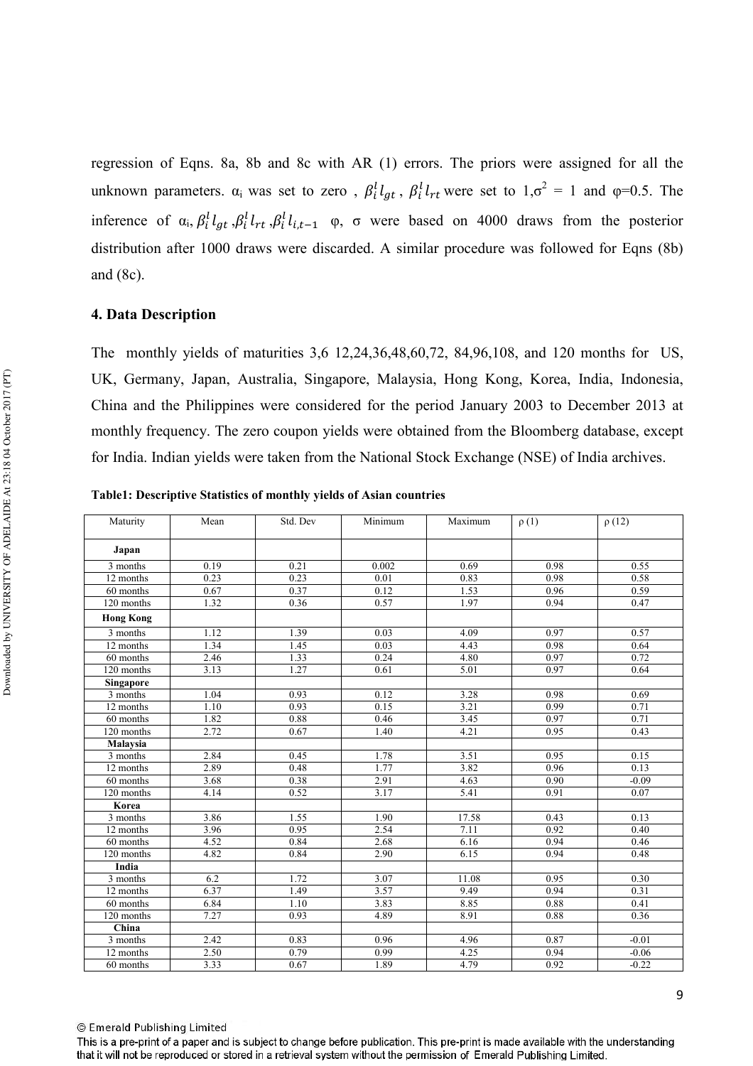regression of Eqns. 8a, 8b and 8c with AR (1) errors. The priors were assigned for all the unknown parameters. $\alpha_i$ was set to zero , $\beta_i^l l_{gt}$ , $\beta_i^l l_{rt}$ were set to 1,$\sigma^2$ = 1 and $\varphi$=0.5. The inference of $\alpha_i$, $\beta_i^l l_{gt}$ ,$\beta_i^l l_{rt}$ ,$\beta_i^l l_{i,t-1}$ $\varphi$, $\sigma$ were based on 4000 draws from the posterior distribution after 1000 draws were discarded. A similar procedure was followed for Eqns (8b) and (8c).

## 4. Data Description

The monthly yields of maturities 3,6 12,24,36,48,60,72, 84,96,108, and 120 months for US, UK, Germany, Japan, Australia, Singapore, Malaysia, Hong Kong, Korea, India, Indonesia, China and the Philippines were considered for the period January 2003 to December 2013 at monthly frequency. The zero coupon yields were obtained from the Bloomberg database, except for India. Indian yields were taken from the National Stock Exchange (NSE) of India archives.

**Table1: Descriptive Statistics of monthly yields of Asian countries**

| Maturity | Mean | Std. Dev | Minimum | Maximum | ρ (1) | ρ (12) |
|---|---|---|---|---|---|---|
| **Japan** | | | | | | |
| 3 months | 0.19 | 0.21 | 0.002 | 0.69 | 0.98 | 0.55 |
| 12 months | 0.23 | 0.23 | 0.01 | 0.83 | 0.98 | 0.58 |
| 60 months | 0.67 | 0.37 | 0.12 | 1.53 | 0.96 | 0.59 |
| 120 months | 1.32 | 0.36 | 0.57 | 1.97 | 0.94 | 0.47 |
| **Hong Kong** | | | | | | |
| 3 months | 1.12 | 1.39 | 0.03 | 4.09 | 0.97 | 0.57 |
| 12 months | 1.34 | 1.45 | 0.03 | 4.43 | 0.98 | 0.64 |
| 60 months | 2.46 | 1.33 | 0.24 | 4.80 | 0.97 | 0.72 |
| 120 months | 3.13 | 1.27 | 0.61 | 5.01 | 0.97 | 0.64 |
| **Singapore** | | | | | | |
| 3 months | 1.04 | 0.93 | 0.12 | 3.28 | 0.98 | 0.69 |
| 12 months | 1.10 | 0.93 | 0.15 | 3.21 | 0.99 | 0.71 |
| 60 months | 1.82 | 0.88 | 0.46 | 3.45 | 0.97 | 0.71 |
| 120 months | 2.72 | 0.67 | 1.40 | 4.21 | 0.95 | 0.43 |
| **Malaysia** | | | | | | |
| 3 months | 2.84 | 0.45 | 1.78 | 3.51 | 0.95 | 0.15 |
| 12 months | 2.89 | 0.48 | 1.77 | 3.82 | 0.96 | 0.13 |
| 60 months | 3.68 | 0.38 | 2.91 | 4.63 | 0.90 | -0.09 |
| 120 months | 4.14 | 0.52 | 3.17 | 5.41 | 0.91 | 0.07 |
| **Korea** | | | | | | |
| 3 months | 3.86 | 1.55 | 1.90 | 17.58 | 0.43 | 0.13 |
| 12 months | 3.96 | 0.95 | 2.54 | 7.11 | 0.92 | 0.40 |
| 60 months | 4.52 | 0.84 | 2.68 | 6.16 | 0.94 | 0.46 |
| 120 months | 4.82 | 0.84 | 2.90 | 6.15 | 0.94 | 0.48 |
| **India** | | | | | | |
| 3 months | 6.2 | 1.72 | 3.07 | 11.08 | 0.95 | 0.30 |
| 12 months | 6.37 | 1.49 | 3.57 | 9.49 | 0.94 | 0.31 |
| 60 months | 6.84 | 1.10 | 3.83 | 8.85 | 0.88 | 0.41 |
| 120 months | 7.27 | 0.93 | 4.89 | 8.91 | 0.88 | 0.36 |
| **China** | | | | | | |
| 3 months | 2.42 | 0.83 | 0.96 | 4.96 | 0.87 | -0.01 |
| 12 months | 2.50 | 0.79 | 0.99 | 4.25 | 0.94 | -0.06 |
| 60 months | 3.33 | 0.67 | 1.89 | 4.79 | 0.92 | -0.22 |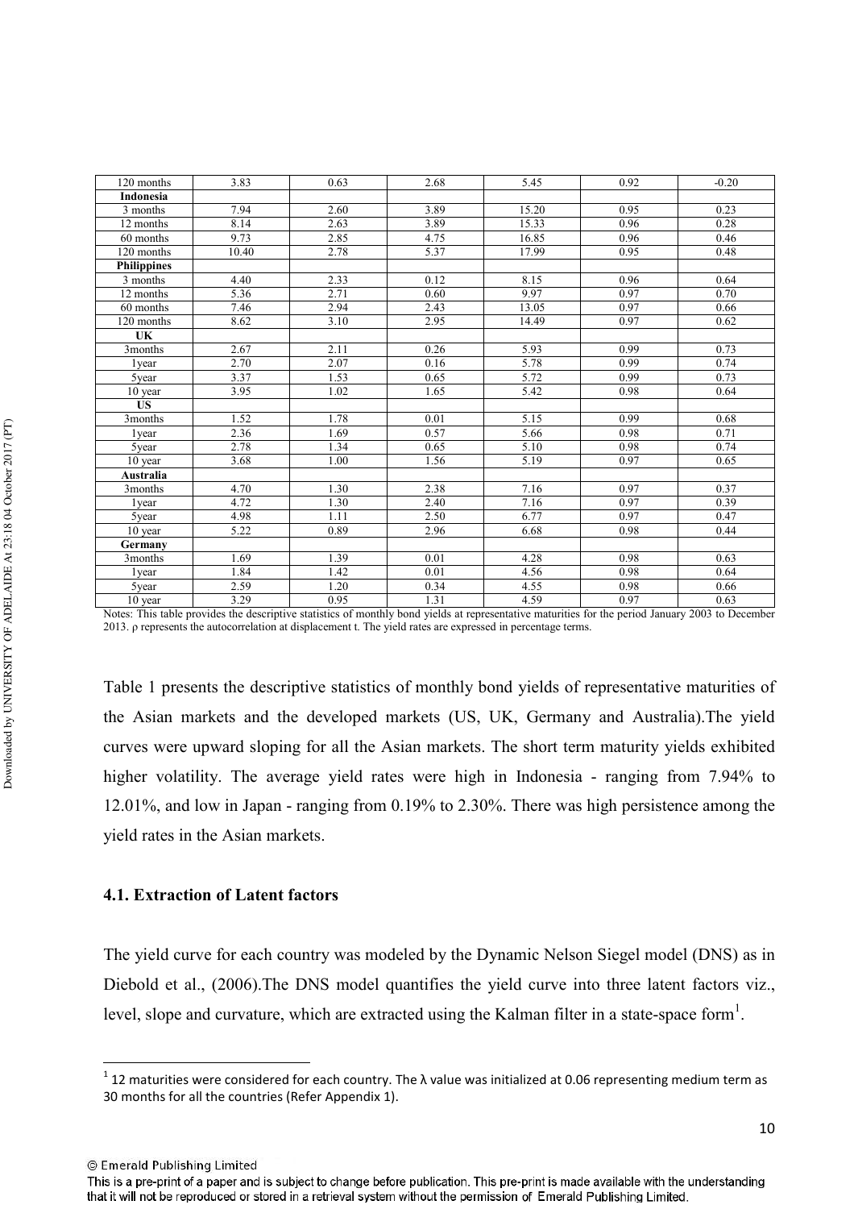| 120 months | 3.83 | 0.63 | 2.68 | 5.45 | 0.92 | -0.20 |
|---|---|---|---|---|---|---|
| **Indonesia** | | | | | | |
| 3 months | 7.94 | 2.60 | 3.89 | 15.20 | 0.95 | 0.23 |
| 12 months | 8.14 | 2.63 | 3.89 | 15.33 | 0.96 | 0.28 |
| 60 months | 9.73 | 2.85 | 4.75 | 16.85 | 0.96 | 0.46 |
| 120 months | 10.40 | 2.78 | 5.37 | 17.99 | 0.95 | 0.48 |
| **Philippines** | | | | | | |
| 3 months | 4.40 | 2.33 | 0.12 | 8.15 | 0.96 | 0.64 |
| 12 months | 5.36 | 2.71 | 0.60 | 9.97 | 0.97 | 0.70 |
| 60 months | 7.46 | 2.94 | 2.43 | 13.05 | 0.97 | 0.66 |
| 120 months | 8.62 | 3.10 | 2.95 | 14.49 | 0.97 | 0.62 |
| **UK** | | | | | | |
| 3months | 2.67 | 2.11 | 0.26 | 5.93 | 0.99 | 0.73 |
| 1year | 2.70 | 2.07 | 0.16 | 5.78 | 0.99 | 0.74 |
| 5year | 3.37 | 1.53 | 0.65 | 5.72 | 0.99 | 0.73 |
| 10 year | 3.95 | 1.02 | 1.65 | 5.42 | 0.98 | 0.64 |
| **US** | | | | | | |
| 3months | 1.52 | 1.78 | 0.01 | 5.15 | 0.99 | 0.68 |
| 1year | 2.36 | 1.69 | 0.57 | 5.66 | 0.98 | 0.71 |
| 5year | 2.78 | 1.34 | 0.65 | 5.10 | 0.98 | 0.74 |
| 10 year | 3.68 | 1.00 | 1.56 | 5.19 | 0.97 | 0.65 |
| **Australia** | | | | | | |
| 3months | 4.70 | 1.30 | 2.38 | 7.16 | 0.97 | 0.37 |
| 1year | 4.72 | 1.30 | 2.40 | 7.16 | 0.97 | 0.39 |
| 5year | 4.98 | 1.11 | 2.50 | 6.77 | 0.97 | 0.47 |
| 10 year | 5.22 | 0.89 | 2.96 | 6.68 | 0.98 | 0.44 |
| **Germany** | | | | | | |
| 3months | 1.69 | 1.39 | 0.01 | 4.28 | 0.98 | 0.63 |
| 1year | 1.84 | 1.42 | 0.01 | 4.56 | 0.98 | 0.64 |
| 5year | 2.59 | 1.20 | 0.34 | 4.55 | 0.98 | 0.66 |
| 10 year | 3.29 | 0.95 | 1.31 | 4.59 | 0.97 | 0.63 |

Notes: This table provides the descriptive statistics of monthly bond yields at representative maturities for the period January 2003 to December 2013. ρ represents the autocorrelation at displacement t. The yield rates are expressed in percentage terms.

Table 1 presents the descriptive statistics of monthly bond yields of representative maturities of the Asian markets and the developed markets (US, UK, Germany and Australia).The yield curves were upward sloping for all the Asian markets. The short term maturity yields exhibited higher volatility. The average yield rates were high in Indonesia - ranging from 7.94% to 12.01%, and low in Japan - ranging from 0.19% to 2.30%. There was high persistence among the yield rates in the Asian markets.

### 4.1. Extraction of Latent factors

The yield curve for each country was modeled by the Dynamic Nelson Siegel model (DNS) as in Diebold et al., (2006).The DNS model quantifies the yield curve into three latent factors viz., level, slope and curvature, which are extracted using the Kalman filter in a state-space form[1].

[1] 12 maturities were considered for each country. The λ value was initialized at 0.06 representing medium term as 30 months for all the countries (Refer Appendix 1).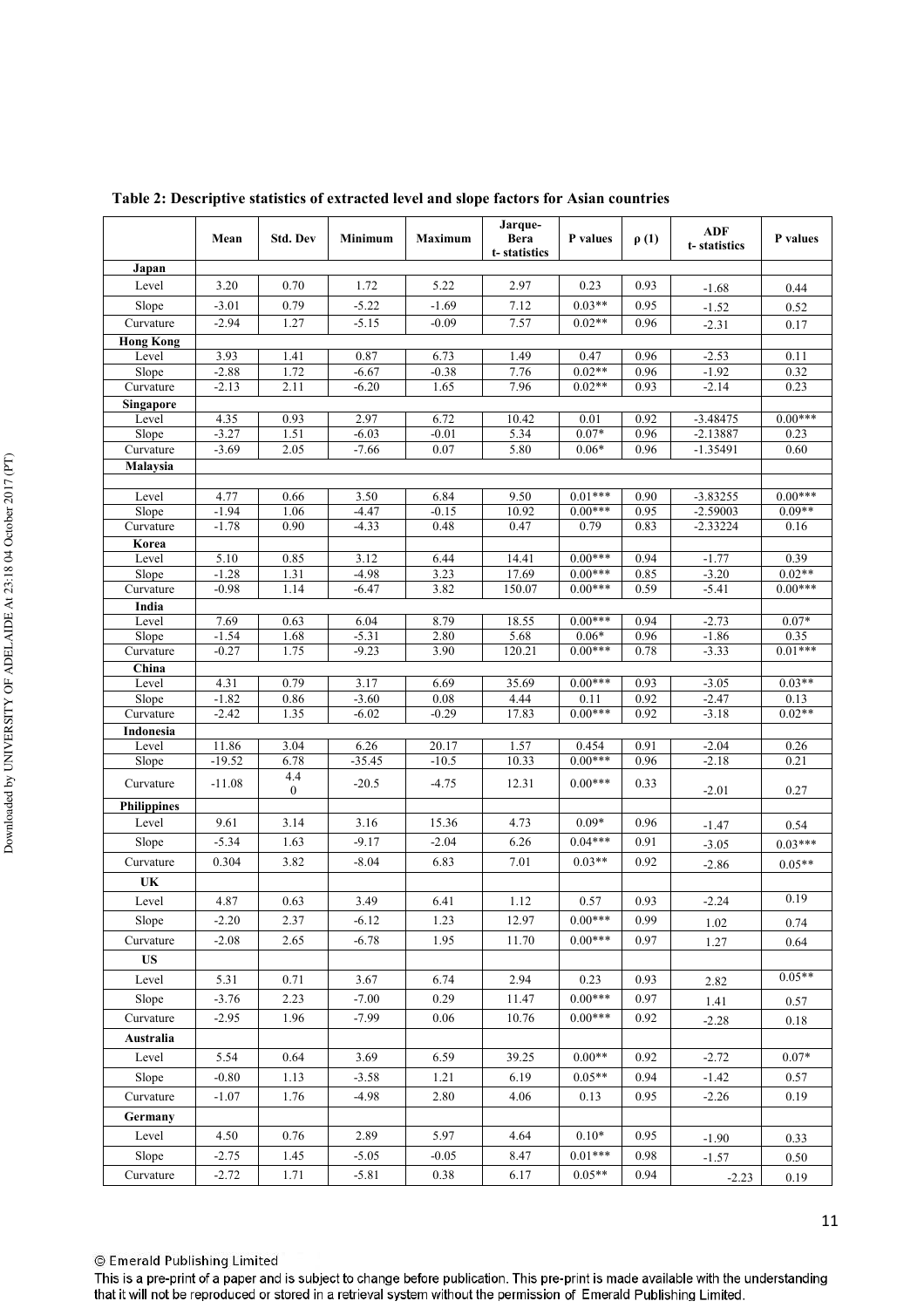**Table 2: Descriptive statistics of extracted level and slope factors for Asian countries**

| | Mean | Std. Dev | Minimum | Maximum | Jarque-Bera t- statistics | P values | ρ (1) | ADF t- statistics | P values |
|---|---|---|---|---|---|---|---|---|---|
| **Japan** | | | | | | | | | |
| Level | 3.20 | 0.70 | 1.72 | 5.22 | 2.97 | 0.23 | 0.93 | -1.68 | 0.44 |
| Slope | -3.01 | 0.79 | -5.22 | -1.69 | 7.12 | 0.03** | 0.95 | -1.52 | 0.52 |
| Curvature | -2.94 | 1.27 | -5.15 | -0.09 | 7.57 | 0.02** | 0.96 | -2.31 | 0.17 |
| **Hong Kong** | | | | | | | | | |
| Level | 3.93 | 1.41 | 0.87 | 6.73 | 1.49 | 0.47 | 0.96 | -2.53 | 0.11 |
| Slope | -2.88 | 1.72 | -6.67 | -0.38 | 7.76 | 0.02** | 0.96 | -1.92 | 0.32 |
| Curvature | -2.13 | 2.11 | -6.20 | 1.65 | 7.96 | 0.02** | 0.93 | -2.14 | 0.23 |
| **Singapore** | | | | | | | | | |
| Level | 4.35 | 0.93 | 2.97 | 6.72 | 10.42 | 0.01 | 0.92 | -3.48475 | 0.00*** |
| Slope | -3.27 | 1.51 | -6.03 | -0.01 | 5.34 | 0.07* | 0.96 | -2.13887 | 0.23 |
| Curvature | -3.69 | 2.05 | -7.66 | 0.07 | 5.80 | 0.06* | 0.96 | -1.35491 | 0.60 |
| **Malaysia** | | | | | | | | | |
| Level | 4.77 | 0.66 | 3.50 | 6.84 | 9.50 | 0.01*** | 0.90 | -3.83255 | 0.00*** |
| Slope | -1.94 | 1.06 | -4.47 | -0.15 | 10.92 | 0.00*** | 0.95 | -2.59003 | 0.09** |
| Curvature | -1.78 | 0.90 | -4.33 | 0.48 | 0.47 | 0.79 | 0.83 | -2.33224 | 0.16 |
| **Korea** | | | | | | | | | |
| Level | 5.10 | 0.85 | 3.12 | 6.44 | 14.41 | 0.00*** | 0.94 | -1.77 | 0.39 |
| Slope | -1.28 | 1.31 | -4.98 | 3.23 | 17.69 | 0.00*** | 0.85 | -3.20 | 0.02** |
| Curvature | -0.98 | 1.14 | -6.47 | 3.82 | 150.07 | 0.00*** | 0.59 | -5.41 | 0.00*** |
| **India** | | | | | | | | | |
| Level | 7.69 | 0.63 | 6.04 | 8.79 | 18.55 | 0.00*** | 0.94 | -2.73 | 0.07* |
| Slope | -1.54 | 1.68 | -5.31 | 2.80 | 5.68 | 0.06* | 0.96 | -1.86 | 0.35 |
| Curvature | -0.27 | 1.75 | -9.23 | 3.90 | 120.21 | 0.00*** | 0.78 | -3.33 | 0.01*** |
| **China** | | | | | | | | | |
| Level | 4.31 | 0.79 | 3.17 | 6.69 | 35.69 | 0.00*** | 0.93 | -3.05 | 0.03** |
| Slope | -1.82 | 0.86 | -3.60 | 0.08 | 4.44 | 0.11 | 0.92 | -2.47 | 0.13 |
| Curvature | -2.42 | 1.35 | -6.02 | -0.29 | 17.83 | 0.00*** | 0.92 | -3.18 | 0.02** |
| **Indonesia** | | | | | | | | | |
| Level | 11.86 | 3.04 | 6.26 | 20.17 | 1.57 | 0.454 | 0.91 | -2.04 | 0.26 |
| Slope | -19.52 | 6.78 | -35.45 | -10.5 | 10.33 | 0.00*** | 0.96 | -2.18 | 0.21 |
| Curvature | -11.08 | 4.40 | -20.5 | -4.75 | 12.31 | 0.00*** | 0.33 | -2.01 | 0.27 |
| **Philippines** | | | | | | | | | |
| Level | 9.61 | 3.14 | 3.16 | 15.36 | 4.73 | 0.09* | 0.96 | -1.47 | 0.54 |
| Slope | -5.34 | 1.63 | -9.17 | -2.04 | 6.26 | 0.04*** | 0.91 | -3.05 | 0.03*** |
| Curvature | 0.304 | 3.82 | -8.04 | 6.83 | 7.01 | 0.03** | 0.92 | -2.86 | 0.05** |
| **UK** | | | | | | | | | |
| Level | 4.87 | 0.63 | 3.49 | 6.41 | 1.12 | 0.57 | 0.93 | -2.24 | 0.19 |
| Slope | -2.20 | 2.37 | -6.12 | 1.23 | 12.97 | 0.00*** | 0.99 | 1.02 | 0.74 |
| Curvature | -2.08 | 2.65 | -6.78 | 1.95 | 11.70 | 0.00*** | 0.97 | 1.27 | 0.64 |
| **US** | | | | | | | | | |
| Level | 5.31 | 0.71 | 3.67 | 6.74 | 2.94 | 0.23 | 0.93 | 2.82 | 0.05** |
| Slope | -3.76 | 2.23 | -7.00 | 0.29 | 11.47 | 0.00*** | 0.97 | 1.41 | 0.57 |
| Curvature | -2.95 | 1.96 | -7.99 | 0.06 | 10.76 | 0.00*** | 0.92 | -2.28 | 0.18 |
| **Australia** | | | | | | | | | |
| Level | 5.54 | 0.64 | 3.69 | 6.59 | 39.25 | 0.00** | 0.92 | -2.72 | 0.07* |
| Slope | -0.80 | 1.13 | -3.58 | 1.21 | 6.19 | 0.05** | 0.94 | -1.42 | 0.57 |
| Curvature | -1.07 | 1.76 | -4.98 | 2.80 | 4.06 | 0.13 | 0.95 | -2.26 | 0.19 |
| **Germany** | | | | | | | | | |
| Level | 4.50 | 0.76 | 2.89 | 5.97 | 4.64 | 0.10* | 0.95 | -1.90 | 0.33 |
| Slope | -2.75 | 1.45 | -5.05 | -0.05 | 8.47 | 0.01*** | 0.98 | -1.57 | 0.50 |
| Curvature | -2.72 | 1.71 | -5.81 | 0.38 | 6.17 | 0.05** | 0.94 | -2.23 | 0.19 |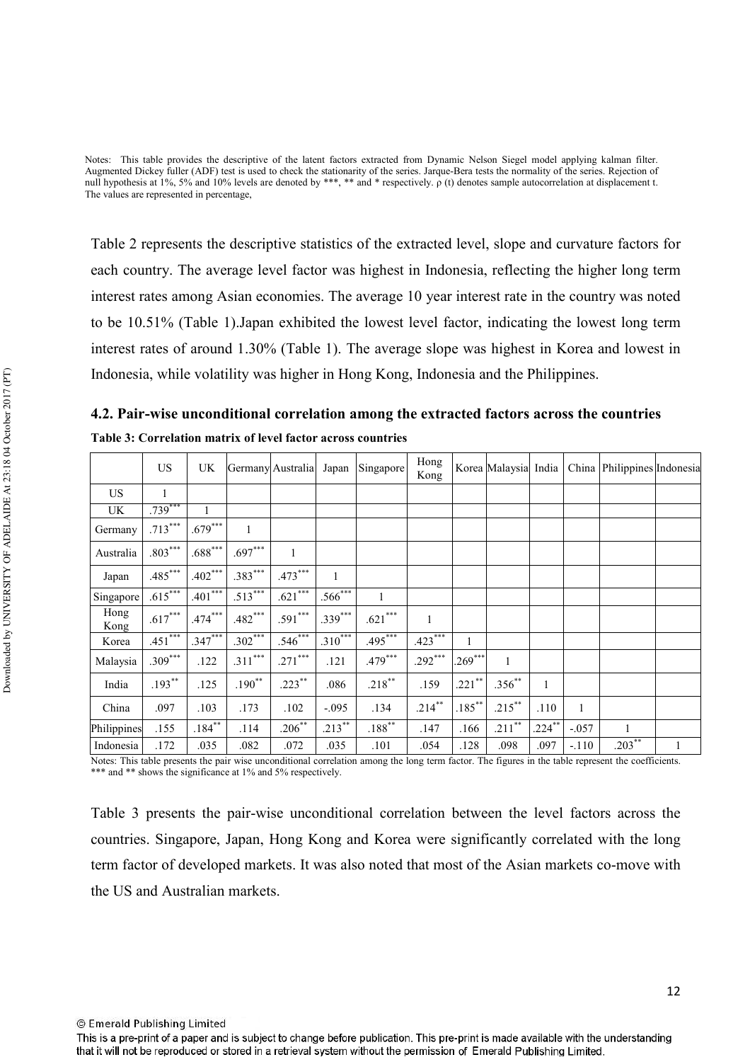Notes: This table provides the descriptive of the latent factors extracted from Dynamic Nelson Siegel model applying kalman filter. Augmented Dickey fuller (ADF) test is used to check the stationarity of the series. Jarque-Bera tests the normality of the series. Rejection of null hypothesis at 1%, 5% and 10% levels are denoted by ***, ** and * respectively. ρ (t) denotes sample autocorrelation at displacement t. The values are represented in percentage,

Table 2 represents the descriptive statistics of the extracted level, slope and curvature factors for each country. The average level factor was highest in Indonesia, reflecting the higher long term interest rates among Asian economies. The average 10 year interest rate in the country was noted to be 10.51% (Table 1).Japan exhibited the lowest level factor, indicating the lowest long term interest rates of around 1.30% (Table 1). The average slope was highest in Korea and lowest in Indonesia, while volatility was higher in Hong Kong, Indonesia and the Philippines.

### 4.2. Pair-wise unconditional correlation among the extracted factors across the countries

**Table 3: Correlation matrix of level factor across countries**

| | US | UK | Germany | Australia | Japan | Singapore | Hong Kong | Korea | Malaysia | India | China | Philippines | Indonesia |
|---|---|---|---|---|---|---|---|---|---|---|---|---|---|
| US | 1 | | | | | | | | | | | | |
| UK | .739*** | 1 | | | | | | | | | | | |
| Germany | .713*** | .679*** | 1 | | | | | | | | | | |
| Australia | .803*** | .688*** | .697*** | 1 | | | | | | | | | |
| Japan | .485*** | .402*** | .383*** | .473*** | 1 | | | | | | | | |
| Singapore | .615*** | .401*** | .513*** | .621*** | .566*** | 1 | | | | | | | |
| Hong Kong | .617*** | .474*** | .482*** | .591*** | .339*** | .621*** | 1 | | | | | | |
| Korea | .451*** | .347*** | .302*** | .546*** | .310*** | .495*** | .423*** | 1 | | | | | |
| Malaysia | .309*** | .122 | .311*** | .271*** | .121 | .479*** | .292*** | .269*** | 1 | | | | |
| India | .193** | .125 | .190** | .223** | .086 | .218** | .159 | .221** | .356** | 1 | | | |
| China | .097 | .103 | .173 | .102 | -.095 | .134 | .214** | .185** | .215** | .110 | 1 | | |
| Philippines | .155 | .184** | .114 | .206** | .213** | .188** | .147 | .166 | .211** | .224** | -.057 | 1 | |
| Indonesia | .172 | .035 | .082 | .072 | .035 | .101 | .054 | .128 | .098 | .097 | -.110 | .203** | 1 |

Notes: This table presents the pair wise unconditional correlation among the long term factor. The figures in the table represent the coefficients. *** and ** shows the significance at 1% and 5% respectively.

Table 3 presents the pair-wise unconditional correlation between the level factors across the countries. Singapore, Japan, Hong Kong and Korea were significantly correlated with the long term factor of developed markets. It was also noted that most of the Asian markets co-move with the US and Australian markets.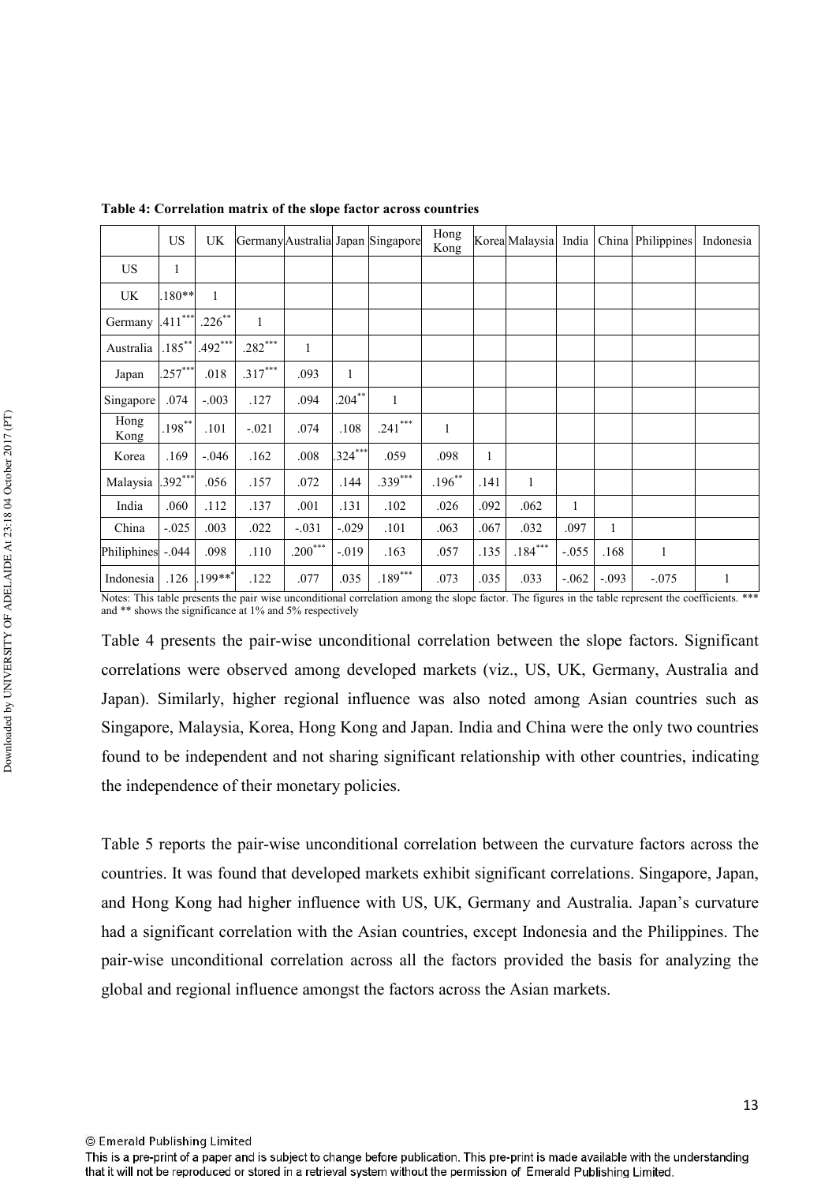**Table 4: Correlation matrix of the slope factor across countries**

| | US | UK | Germany | Australia | Japan | Singapore | Hong Kong | Korea | Malaysia | India | China | Philippines | Indonesia |
|---|---|---|---|---|---|---|---|---|---|---|---|---|---|
| US | 1 | | | | | | | | | | | | |
| UK | .180** | 1 | | | | | | | | | | | |
| Germany | .411*** | .226** | 1 | | | | | | | | | | |
| Australia | .185** | .492*** | .282*** | 1 | | | | | | | | | |
| Japan | .257*** | .018 | .317*** | .093 | 1 | | | | | | | | |
| Singapore | .074 | -.003 | .127 | .094 | .204** | 1 | | | | | | | |
| Hong Kong | .198** | .101 | -.021 | .074 | .108 | .241*** | 1 | | | | | | |
| Korea | .169 | -.046 | .162 | .008 | .324*** | .059 | .098 | 1 | | | | | |
| Malaysia | .392*** | .056 | .157 | .072 | .144 | .339*** | .196** | .141 | 1 | | | | |
| India | .060 | .112 | .137 | .001 | .131 | .102 | .026 | .092 | .062 | 1 | | | |
| China | -.025 | .003 | .022 | -.031 | -.029 | .101 | .063 | .067 | .032 | .097 | 1 | | |
| Philiphines | -.044 | .098 | .110 | .200*** | -.019 | .163 | .057 | .135 | .184*** | -.055 | .168 | 1 | |
| Indonesia | .126 | .199*** | .122 | .077 | .035 | .189*** | .073 | .035 | .033 | -.062 | -.093 | -.075 | 1 |

Notes: This table presents the pair wise unconditional correlation among the slope factor. The figures in the table represent the coefficients. *** and ** shows the significance at 1% and 5% respectively

Table 4 presents the pair-wise unconditional correlation between the slope factors. Significant correlations were observed among developed markets (viz., US, UK, Germany, Australia and Japan). Similarly, higher regional influence was also noted among Asian countries such as Singapore, Malaysia, Korea, Hong Kong and Japan. India and China were the only two countries found to be independent and not sharing significant relationship with other countries, indicating the independence of their monetary policies.

Table 5 reports the pair-wise unconditional correlation between the curvature factors across the countries. It was found that developed markets exhibit significant correlations. Singapore, Japan, and Hong Kong had higher influence with US, UK, Germany and Australia. Japan's curvature had a significant correlation with the Asian countries, except Indonesia and the Philippines. The pair-wise unconditional correlation across all the factors provided the basis for analyzing the global and regional influence amongst the factors across the Asian markets.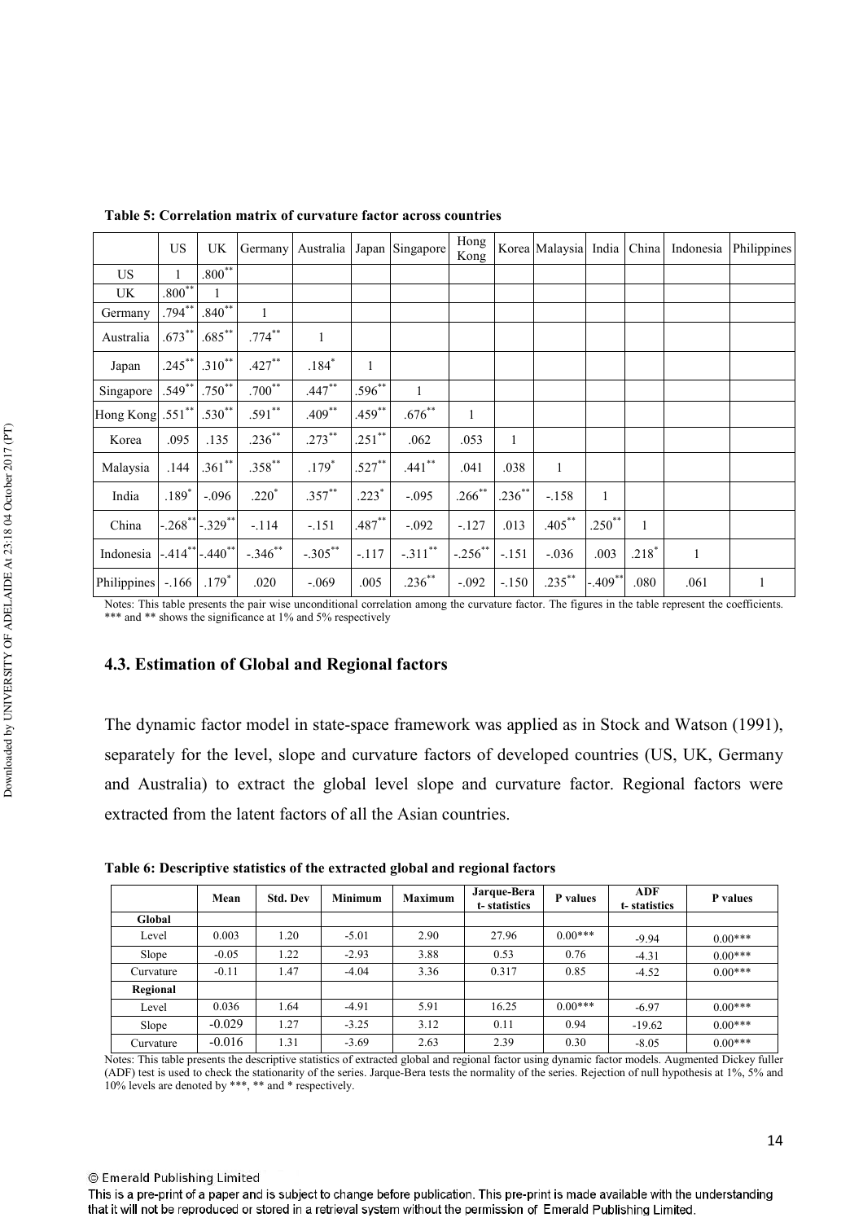**Table 5: Correlation matrix of curvature factor across countries**

| | US | UK | Germany | Australia | Japan | Singapore | Hong Kong | Korea | Malaysia | India | China | Indonesia | Philippines |
|---|---|---|---|---|---|---|---|---|---|---|---|---|---|
| US | 1 | .800** | | | | | | | | | | | |
| UK | .800** | 1 | | | | | | | | | | | |
| Germany | .794** | .840** | 1 | | | | | | | | | | |
| Australia | .673** | .685** | .774** | 1 | | | | | | | | | |
| Japan | .245** | .310** | .427** | .184* | 1 | | | | | | | | |
| Singapore | .549** | .750** | .700** | .447** | .596** | 1 | | | | | | | |
| Hong Kong | .551** | .530** | .591** | .409** | .459** | .676** | 1 | | | | | | |
| Korea | .095 | .135 | .236** | .273** | .251** | .062 | .053 | 1 | | | | | |
| Malaysia | .144 | .361** | .358** | .179* | .527** | .441** | .041 | .038 | 1 | | | | |
| India | .189* | -.096 | .220* | .357** | .223* | -.095 | .266** | .236** | -.158 | 1 | | | |
| China | -.268** | -.329** | -.114 | -.151 | .487** | -.092 | -.127 | .013 | .405** | .250** | 1 | | |
| Indonesia | -.414** | -.440** | -.346** | -.305** | -.117 | -.311** | -.256** | -.151 | -.036 | .003 | .218* | 1 | |
| Philippines | -.166 | .179* | .020 | -.069 | .005 | .236** | -.092 | -.150 | .235** | -.409** | .080 | .061 | 1 |

Notes: This table presents the pair wise unconditional correlation among the curvature factor. The figures in the table represent the coefficients. *** and ** shows the significance at 1% and 5% respectively

### 4.3. Estimation of Global and Regional factors

The dynamic factor model in state-space framework was applied as in Stock and Watson (1991), separately for the level, slope and curvature factors of developed countries (US, UK, Germany and Australia) to extract the global level slope and curvature factor. Regional factors were extracted from the latent factors of all the Asian countries.

**Table 6: Descriptive statistics of the extracted global and regional factors**

| | Mean | Std. Dev | Minimum | Maximum | Jarque-Bera t- statistics | P values | ADF t- statistics | P values |
|---|---|---|---|---|---|---|---|---|
| **Global** | | | | | | | | |
| Level | 0.003 | 1.20 | -5.01 | 2.90 | 27.96 | 0.00*** | -9.94 | 0.00*** |
| Slope | -0.05 | 1.22 | -2.93 | 3.88 | 0.53 | 0.76 | -4.31 | 0.00*** |
| Curvature | -0.11 | 1.47 | -4.04 | 3.36 | 0.317 | 0.85 | -4.52 | 0.00*** |
| **Regional** | | | | | | | | |
| Level | 0.036 | 1.64 | -4.91 | 5.91 | 16.25 | 0.00*** | -6.97 | 0.00*** |
| Slope | -0.029 | 1.27 | -3.25 | 3.12 | 0.11 | 0.94 | -19.62 | 0.00*** |
| Curvature | -0.016 | 1.31 | -3.69 | 2.63 | 2.39 | 0.30 | -8.05 | 0.00*** |

Notes: This table presents the descriptive statistics of extracted global and regional factor using dynamic factor models. Augmented Dickey fuller (ADF) test is used to check the stationarity of the series. Jarque-Bera tests the normality of the series. Rejection of null hypothesis at 1%, 5% and 10% levels are denoted by ***, ** and * respectively.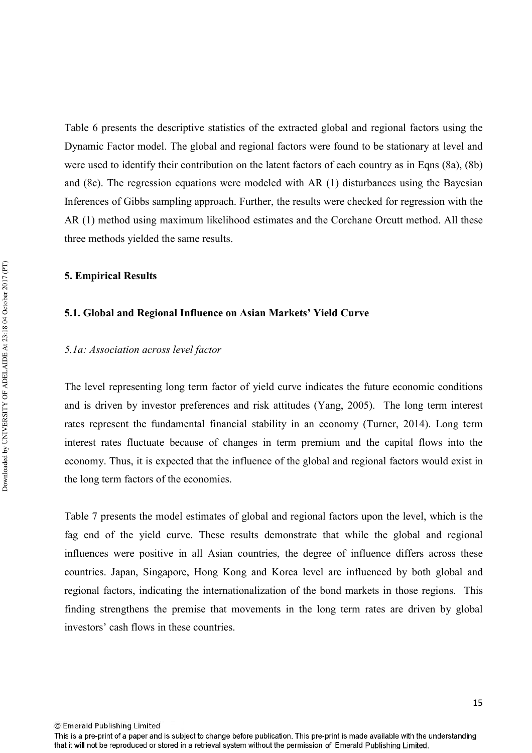Table 6 presents the descriptive statistics of the extracted global and regional factors using the Dynamic Factor model. The global and regional factors were found to be stationary at level and were used to identify their contribution on the latent factors of each country as in Eqns (8a), (8b) and (8c). The regression equations were modeled with AR (1) disturbances using the Bayesian Inferences of Gibbs sampling approach. Further, the results were checked for regression with the AR (1) method using maximum likelihood estimates and the Corchane Orcutt method. All these three methods yielded the same results.

## 5. Empirical Results

### 5.1. Global and Regional Influence on Asian Markets' Yield Curve

*5.1a: Association across level factor*

The level representing long term factor of yield curve indicates the future economic conditions and is driven by investor preferences and risk attitudes (Yang, 2005). The long term interest rates represent the fundamental financial stability in an economy (Turner, 2014). Long term interest rates fluctuate because of changes in term premium and the capital flows into the economy. Thus, it is expected that the influence of the global and regional factors would exist in the long term factors of the economies.

Table 7 presents the model estimates of global and regional factors upon the level, which is the fag end of the yield curve. These results demonstrate that while the global and regional influences were positive in all Asian countries, the degree of influence differs across these countries. Japan, Singapore, Hong Kong and Korea level are influenced by both global and regional factors, indicating the internationalization of the bond markets in those regions. This finding strengthens the premise that movements in the long term rates are driven by global investors' cash flows in these countries.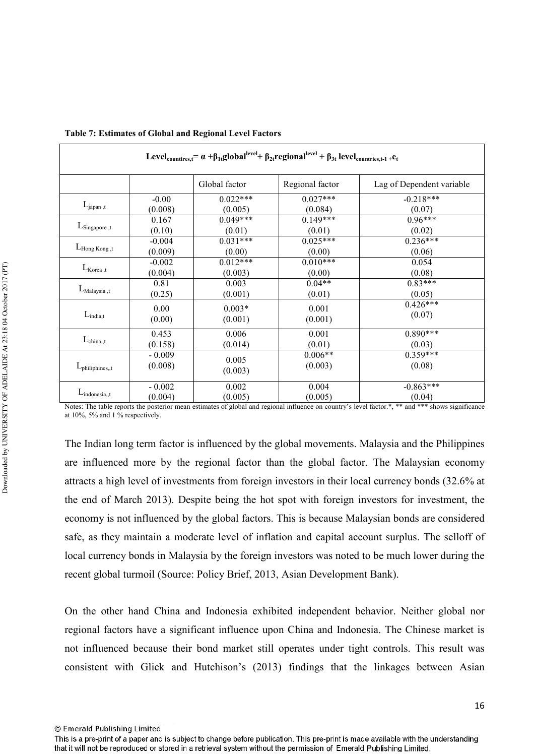**Table 7: Estimates of Global and Regional Level Factors**

| $Level_{countires,t} = \alpha + \beta_{1t} global^{level} + \beta_{2t} regional^{level} + \beta_{3t}\ level_{countries,t-1} + e_t$ | | | | |
|---|---|---|---|---|
| | | Global factor | Regional factor | Lag of Dependent variable |
| $L_{japan,t}$ | -0.00<br>(0.008) | 0.022***<br>(0.005) | 0.027***<br>(0.084) | -0.218***<br>(0.07) |
| $L_{Singapore,t}$ | 0.167<br>(0.10) | 0.049***<br>(0.01) | 0.149***<br>(0.01) | 0.96***<br>(0.02) |
| $L_{Hong\ Kong,t}$ | -0.004<br>(0.009) | 0.031***<br>(0.00) | 0.025***<br>(0.00) | 0.236***<br>(0.06) |
| $L_{Korea,t}$ | -0.002<br>(0.004) | 0.012***<br>(0.003) | 0.010***<br>(0.00) | 0.054<br>(0.08) |
| $L_{Malaysia,t}$ | 0.81<br>(0.25) | 0.003<br>(0.001) | 0.04**<br>(0.01) | 0.83***<br>(0.05) |
| $L_{india,t}$ | 0.00<br>(0.00) | 0.003*<br>(0.001) | 0.001<br>(0.001) | 0.426***<br>(0.07) |
| $L_{china,,t}$ | 0.453<br>(0.158) | 0.006<br>(0.014) | 0.001<br>(0.01) | 0.890***<br>(0.03) |
| $L_{philiphines,,t}$ | - 0.009<br>(0.008) | 0.005<br>(0.003) | 0.006**<br>(0.003) | 0.359***<br>(0.08) |
| $L_{indonesia,,t}$ | - 0.002<br>(0.004) | 0.002<br>(0.005) | 0.004<br>(0.005) | -0.863***<br>(0.04) |

Notes: The table reports the posterior mean estimates of global and regional influence on country's level factor.*, ** and *** shows significance at 10%, 5% and 1 % respectively.

The Indian long term factor is influenced by the global movements. Malaysia and the Philippines are influenced more by the regional factor than the global factor. The Malaysian economy attracts a high level of investments from foreign investors in their local currency bonds (32.6% at the end of March 2013). Despite being the hot spot with foreign investors for investment, the economy is not influenced by the global factors. This is because Malaysian bonds are considered safe, as they maintain a moderate level of inflation and capital account surplus. The selloff of local currency bonds in Malaysia by the foreign investors was noted to be much lower during the recent global turmoil (Source: Policy Brief, 2013, Asian Development Bank).

On the other hand China and Indonesia exhibited independent behavior. Neither global nor regional factors have a significant influence upon China and Indonesia. The Chinese market is not influenced because their bond market still operates under tight controls. This result was consistent with Glick and Hutchison's (2013) findings that the linkages between Asian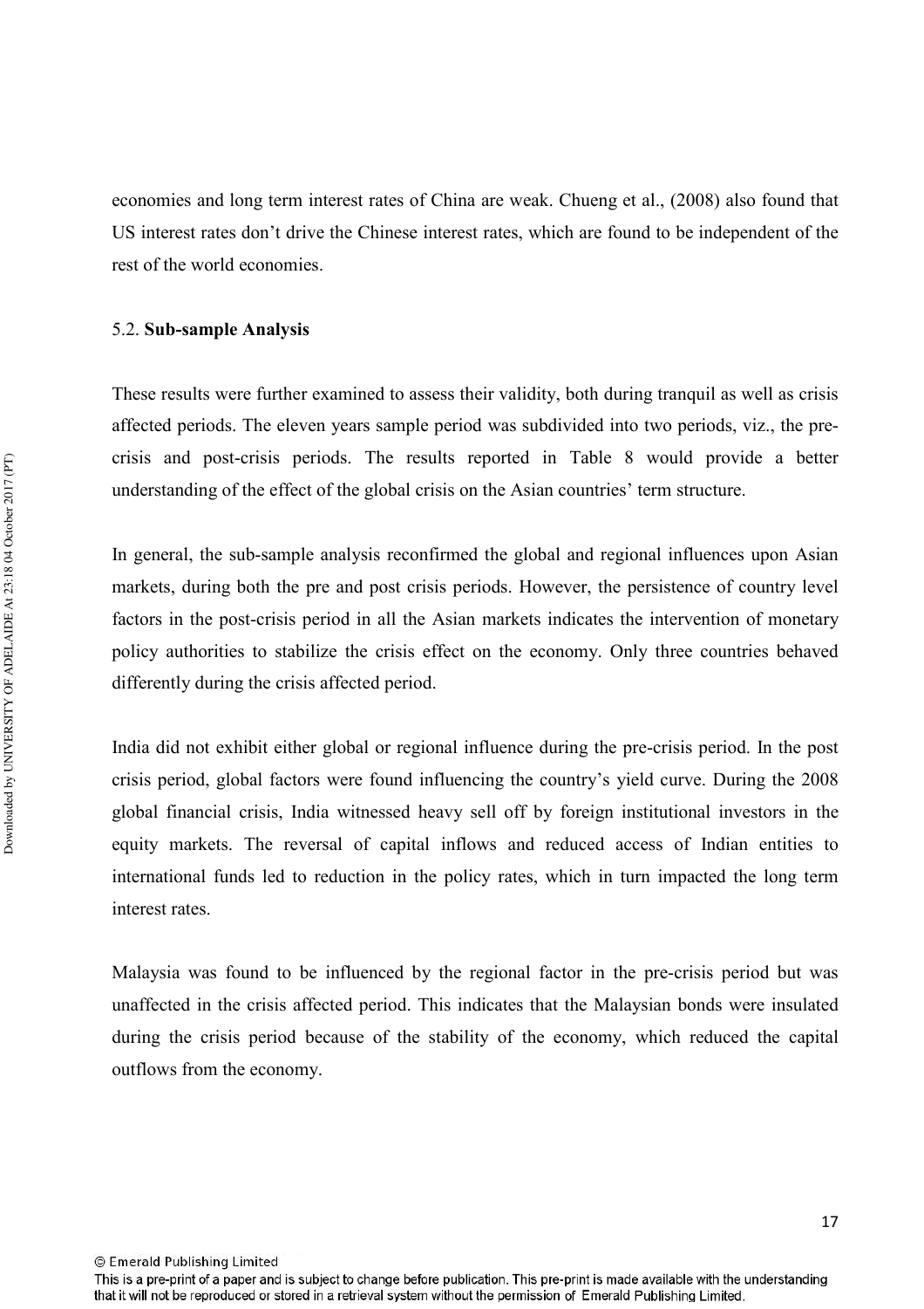economies and long term interest rates of China are weak. Chueng et al., (2008) also found that US interest rates don't drive the Chinese interest rates, which are found to be independent of the rest of the world economies.

### 5.2. **Sub-sample Analysis**

These results were further examined to assess their validity, both during tranquil as well as crisis affected periods. The eleven years sample period was subdivided into two periods, viz., the pre-crisis and post-crisis periods. The results reported in Table 8 would provide a better understanding of the effect of the global crisis on the Asian countries' term structure.

In general, the sub-sample analysis reconfirmed the global and regional influences upon Asian markets, during both the pre and post crisis periods. However, the persistence of country level factors in the post-crisis period in all the Asian markets indicates the intervention of monetary policy authorities to stabilize the crisis effect on the economy. Only three countries behaved differently during the crisis affected period.

India did not exhibit either global or regional influence during the pre-crisis period. In the post crisis period, global factors were found influencing the country's yield curve. During the 2008 global financial crisis, India witnessed heavy sell off by foreign institutional investors in the equity markets. The reversal of capital inflows and reduced access of Indian entities to international funds led to reduction in the policy rates, which in turn impacted the long term interest rates.

Malaysia was found to be influenced by the regional factor in the pre-crisis period but was unaffected in the crisis affected period. This indicates that the Malaysian bonds were insulated during the crisis period because of the stability of the economy, which reduced the capital outflows from the economy.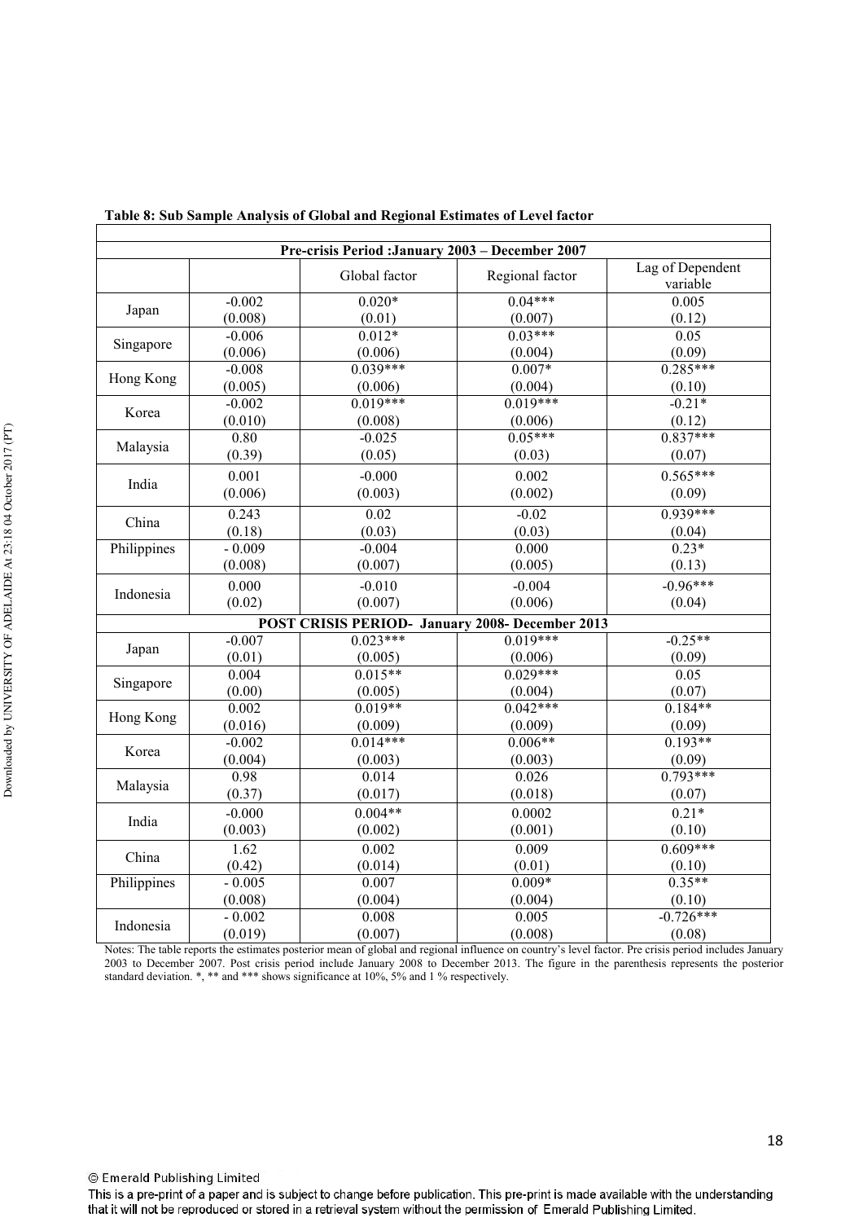**Table 8: Sub Sample Analysis of Global and Regional Estimates of Level factor**

| | | Global factor | Regional factor | Lag of Dependent variable |
|---|---|---|---|---|
| **Pre-crisis Period :January 2003 – December 2007** | | | | |
| Japan | -0.002<br>(0.008) | 0.020*<br>(0.01) | 0.04***<br>(0.007) | 0.005<br>(0.12) |
| Singapore | -0.006<br>(0.006) | 0.012*<br>(0.006) | 0.03***<br>(0.004) | 0.05<br>(0.09) |
| Hong Kong | -0.008<br>(0.005) | 0.039***<br>(0.006) | 0.007*<br>(0.004) | 0.285***<br>(0.10) |
| Korea | -0.002<br>(0.010) | 0.019***<br>(0.008) | 0.019***<br>(0.006) | -0.21*<br>(0.12) |
| Malaysia | 0.80<br>(0.39) | -0.025<br>(0.05) | 0.05***<br>(0.03) | 0.837***<br>(0.07) |
| India | 0.001<br>(0.006) | -0.000<br>(0.003) | 0.002<br>(0.002) | 0.565***<br>(0.09) |
| China | 0.243<br>(0.18) | 0.02<br>(0.03) | -0.02<br>(0.03) | 0.939***<br>(0.04) |
| Philippines | - 0.009<br>(0.008) | -0.004<br>(0.007) | 0.000<br>(0.005) | 0.23*<br>(0.13) |
| Indonesia | 0.000<br>(0.02) | -0.010<br>(0.007) | -0.004<br>(0.006) | -0.96***<br>(0.04) |
| **POST CRISIS PERIOD- January 2008- December 2013** | | | | |
| Japan | -0.007<br>(0.01) | 0.023***<br>(0.005) | 0.019***<br>(0.006) | -0.25**<br>(0.09) |
| Singapore | 0.004<br>(0.00) | 0.015**<br>(0.005) | 0.029***<br>(0.004) | 0.05<br>(0.07) |
| Hong Kong | 0.002<br>(0.016) | 0.019**<br>(0.009) | 0.042***<br>(0.009) | 0.184**<br>(0.09) |
| Korea | -0.002<br>(0.004) | 0.014***<br>(0.003) | 0.006**<br>(0.003) | 0.193**<br>(0.09) |
| Malaysia | 0.98<br>(0.37) | 0.014<br>(0.017) | 0.026<br>(0.018) | 0.793***<br>(0.07) |
| India | -0.000<br>(0.003) | 0.004**<br>(0.002) | 0.0002<br>(0.001) | 0.21*<br>(0.10) |
| China | 1.62<br>(0.42) | 0.002<br>(0.014) | 0.009<br>(0.01) | 0.609***<br>(0.10) |
| Philippines | - 0.005<br>(0.008) | 0.007<br>(0.004) | 0.009*<br>(0.004) | 0.35**<br>(0.10) |
| Indonesia | - 0.002<br>(0.019) | 0.008<br>(0.007) | 0.005<br>(0.008) | -0.726***<br>(0.08) |

Notes: The table reports the estimates posterior mean of global and regional influence on country's level factor. Pre crisis period includes January 2003 to December 2007. Post crisis period include January 2008 to December 2013. The figure in the parenthesis represents the posterior standard deviation. *, ** and *** shows significance at 10%, 5% and 1 % respectively.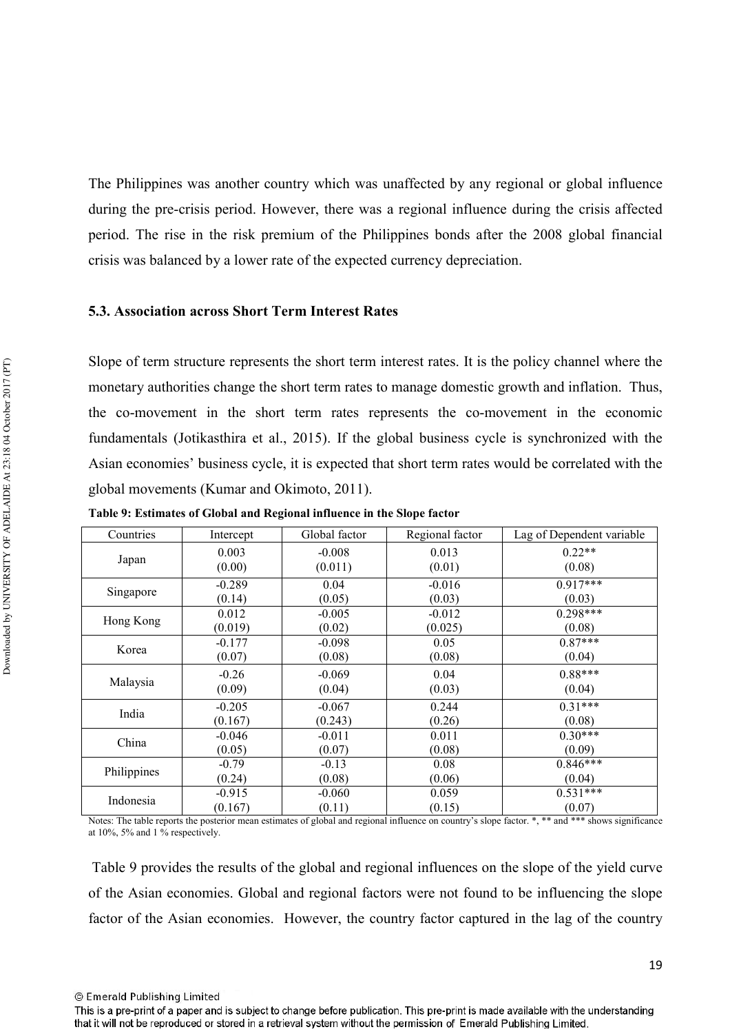The Philippines was another country which was unaffected by any regional or global influence during the pre-crisis period. However, there was a regional influence during the crisis affected period. The rise in the risk premium of the Philippines bonds after the 2008 global financial crisis was balanced by a lower rate of the expected currency depreciation.

### 5.3. Association across Short Term Interest Rates

Slope of term structure represents the short term interest rates. It is the policy channel where the monetary authorities change the short term rates to manage domestic growth and inflation. Thus, the co-movement in the short term rates represents the co-movement in the economic fundamentals (Jotikasthira et al., 2015). If the global business cycle is synchronized with the Asian economies' business cycle, it is expected that short term rates would be correlated with the global movements (Kumar and Okimoto, 2011).

**Table 9: Estimates of Global and Regional influence in the Slope factor**

| Countries | Intercept | Global factor | Regional factor | Lag of Dependent variable |
|---|---|---|---|---|
| Japan | 0.003<br>(0.00) | -0.008<br>(0.011) | 0.013<br>(0.01) | 0.22**<br>(0.08) |
| Singapore | -0.289<br>(0.14) | 0.04<br>(0.05) | -0.016<br>(0.03) | 0.917***<br>(0.03) |
| Hong Kong | 0.012<br>(0.019) | -0.005<br>(0.02) | -0.012<br>(0.025) | 0.298***<br>(0.08) |
| Korea | -0.177<br>(0.07) | -0.098<br>(0.08) | 0.05<br>(0.08) | 0.87***<br>(0.04) |
| Malaysia | -0.26<br>(0.09) | -0.069<br>(0.04) | 0.04<br>(0.03) | 0.88***<br>(0.04) |
| India | -0.205<br>(0.167) | -0.067<br>(0.243) | 0.244<br>(0.26) | 0.31***<br>(0.08) |
| China | -0.046<br>(0.05) | -0.011<br>(0.07) | 0.011<br>(0.08) | 0.30***<br>(0.09) |
| Philippines | -0.79<br>(0.24) | -0.13<br>(0.08) | 0.08<br>(0.06) | 0.846***<br>(0.04) |
| Indonesia | -0.915<br>(0.167) | -0.060<br>(0.11) | 0.059<br>(0.15) | 0.531***<br>(0.07) |

Notes: The table reports the posterior mean estimates of global and regional influence on country's slope factor. *, ** and *** shows significance at 10%, 5% and 1 % respectively.

Table 9 provides the results of the global and regional influences on the slope of the yield curve of the Asian economies. Global and regional factors were not found to be influencing the slope factor of the Asian economies. However, the country factor captured in the lag of the country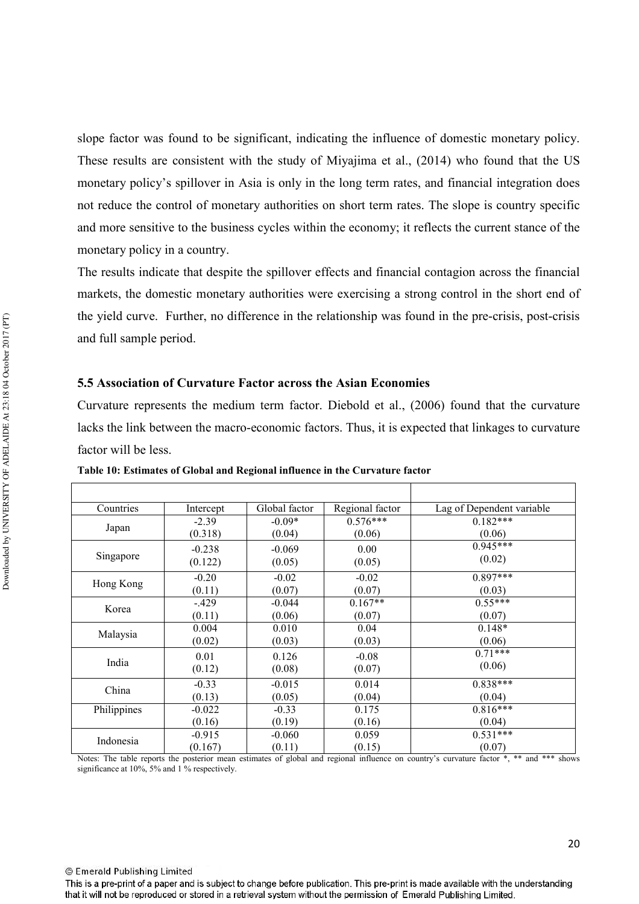slope factor was found to be significant, indicating the influence of domestic monetary policy. These results are consistent with the study of Miyajima et al., (2014) who found that the US monetary policy's spillover in Asia is only in the long term rates, and financial integration does not reduce the control of monetary authorities on short term rates. The slope is country specific and more sensitive to the business cycles within the economy; it reflects the current stance of the monetary policy in a country.

The results indicate that despite the spillover effects and financial contagion across the financial markets, the domestic monetary authorities were exercising a strong control in the short end of the yield curve. Further, no difference in the relationship was found in the pre-crisis, post-crisis and full sample period.

### 5.5 Association of Curvature Factor across the Asian Economies

Curvature represents the medium term factor. Diebold et al., (2006) found that the curvature lacks the link between the macro-economic factors. Thus, it is expected that linkages to curvature factor will be less.

**Table 10: Estimates of Global and Regional influence in the Curvature factor**

| Countries | Intercept | Global factor | Regional factor | Lag of Dependent variable |
|---|---|---|---|---|
| Japan | -2.39<br>(0.318) | -0.09*<br>(0.04) | 0.576***<br>(0.06) | 0.182***<br>(0.06) |
| Singapore | -0.238<br>(0.122) | -0.069<br>(0.05) | 0.00<br>(0.05) | 0.945***<br>(0.02) |
| Hong Kong | -0.20<br>(0.11) | -0.02<br>(0.07) | -0.02<br>(0.07) | 0.897***<br>(0.03) |
| Korea | -.429<br>(0.11) | -0.044<br>(0.06) | 0.167**<br>(0.07) | 0.55***<br>(0.07) |
| Malaysia | 0.004<br>(0.02) | 0.010<br>(0.03) | 0.04<br>(0.03) | 0.148*<br>(0.06) |
| India | 0.01<br>(0.12) | 0.126<br>(0.08) | -0.08<br>(0.07) | 0.71***<br>(0.06) |
| China | -0.33<br>(0.13) | -0.015<br>(0.05) | 0.014<br>(0.04) | 0.838***<br>(0.04) |
| Philippines | -0.022<br>(0.16) | -0.33<br>(0.19) | 0.175<br>(0.16) | 0.816***<br>(0.04) |
| Indonesia | -0.915<br>(0.167) | -0.060<br>(0.11) | 0.059<br>(0.15) | 0.531***<br>(0.07) |

Notes: The table reports the posterior mean estimates of global and regional influence on country's curvature factor *, ** and *** shows significance at 10%, 5% and 1 % respectively.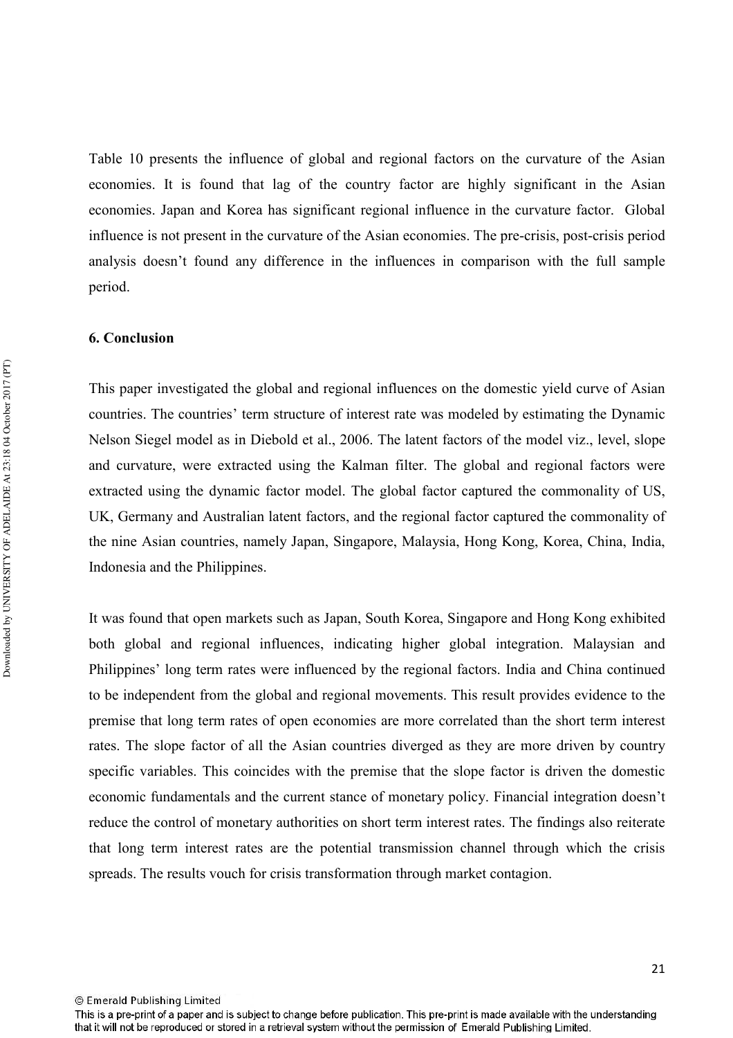Table 10 presents the influence of global and regional factors on the curvature of the Asian economies. It is found that lag of the country factor are highly significant in the Asian economies. Japan and Korea has significant regional influence in the curvature factor. Global influence is not present in the curvature of the Asian economies. The pre-crisis, post-crisis period analysis doesn't found any difference in the influences in comparison with the full sample period.

## 6. Conclusion

This paper investigated the global and regional influences on the domestic yield curve of Asian countries. The countries' term structure of interest rate was modeled by estimating the Dynamic Nelson Siegel model as in Diebold et al., 2006. The latent factors of the model viz., level, slope and curvature, were extracted using the Kalman filter. The global and regional factors were extracted using the dynamic factor model. The global factor captured the commonality of US, UK, Germany and Australian latent factors, and the regional factor captured the commonality of the nine Asian countries, namely Japan, Singapore, Malaysia, Hong Kong, Korea, China, India, Indonesia and the Philippines.

It was found that open markets such as Japan, South Korea, Singapore and Hong Kong exhibited both global and regional influences, indicating higher global integration. Malaysian and Philippines' long term rates were influenced by the regional factors. India and China continued to be independent from the global and regional movements. This result provides evidence to the premise that long term rates of open economies are more correlated than the short term interest rates. The slope factor of all the Asian countries diverged as they are more driven by country specific variables. This coincides with the premise that the slope factor is driven the domestic economic fundamentals and the current stance of monetary policy. Financial integration doesn't reduce the control of monetary authorities on short term interest rates. The findings also reiterate that long term interest rates are the potential transmission channel through which the crisis spreads. The results vouch for crisis transformation through market contagion.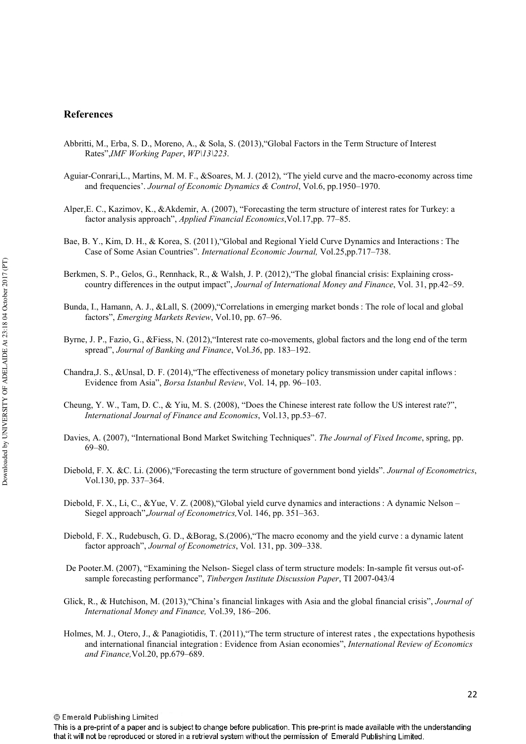## References

Abbritti, M., Erba, S. D., Moreno, A., & Sola, S. (2013),"Global Factors in the Term Structure of Interest Rates",*IMF Working Paper*, *WP\13\223*.

Aguiar-Conrari,L., Martins, M. M. F., &Soares, M. J. (2012), "The yield curve and the macro-economy across time and frequencies'. *Journal of Economic Dynamics & Control*, Vol.6, pp.1950–1970.

Alper,E. C., Kazimov, K., &Akdemir, A. (2007), "Forecasting the term structure of interest rates for Turkey: a factor analysis approach", *Applied Financial Economics*,Vol.17,pp. 77–85.

Bae, B. Y., Kim, D. H., & Korea, S. (2011),"Global and Regional Yield Curve Dynamics and Interactions : The Case of Some Asian Countries". *International Economic Journal,* Vol.25,pp.717–738.

Berkmen, S. P., Gelos, G., Rennhack, R., & Walsh, J. P. (2012),"The global financial crisis: Explaining cross-country differences in the output impact", *Journal of International Money and Finance*, Vol. 31, pp.42–59.

Bunda, I., Hamann, A. J., &Lall, S. (2009),"Correlations in emerging market bonds : The role of local and global factors", *Emerging Markets Review*, Vol.10, pp. 67–96.

Byrne, J. P., Fazio, G., &Fiess, N. (2012),"Interest rate co-movements, global factors and the long end of the term spread", *Journal of Banking and Finance*, Vol.*36*, pp. 183–192.

Chandra,J. S., &Unsal, D. F. (2014),"The effectiveness of monetary policy transmission under capital inflows : Evidence from Asia", *Borsa Istanbul Review*, Vol. 14, pp. 96–103.

Cheung, Y. W., Tam, D. C., & Yiu, M. S. (2008), "Does the Chinese interest rate follow the US interest rate?", *International Journal of Finance and Economics*, Vol.13, pp.53–67.

Davies, A. (2007), "International Bond Market Switching Techniques". *The Journal of Fixed Income*, spring, pp. 69–80.

Diebold, F. X. &C. Li. (2006),"Forecasting the term structure of government bond yields". *Journal of Econometrics*, Vol.130, pp. 337–364.

Diebold, F. X., Li, C., &Yue, V. Z. (2008),"Global yield curve dynamics and interactions : A dynamic Nelson – Siegel approach",*Journal of Econometrics,*Vol. 146, pp. 351–363.

Diebold, F. X., Rudebusch, G. D., &Borag, S.(2006),"The macro economy and the yield curve : a dynamic latent factor approach", *Journal of Econometrics*, Vol. 131, pp. 309–338.

De Pooter.M. (2007), "Examining the Nelson- Siegel class of term structure models: In-sample fit versus out-of-sample forecasting performance", *Tinbergen Institute Discussion Paper*, TI 2007-043/4

Glick, R., & Hutchison, M. (2013),"China's financial linkages with Asia and the global financial crisis", *Journal of International Money and Finance,* Vol.39, 186–206.

Holmes, M. J., Otero, J., & Panagiotidis, T. (2011),"The term structure of interest rates , the expectations hypothesis and international financial integration : Evidence from Asian economies", *International Review of Economics and Finance,*Vol.20, pp.679–689.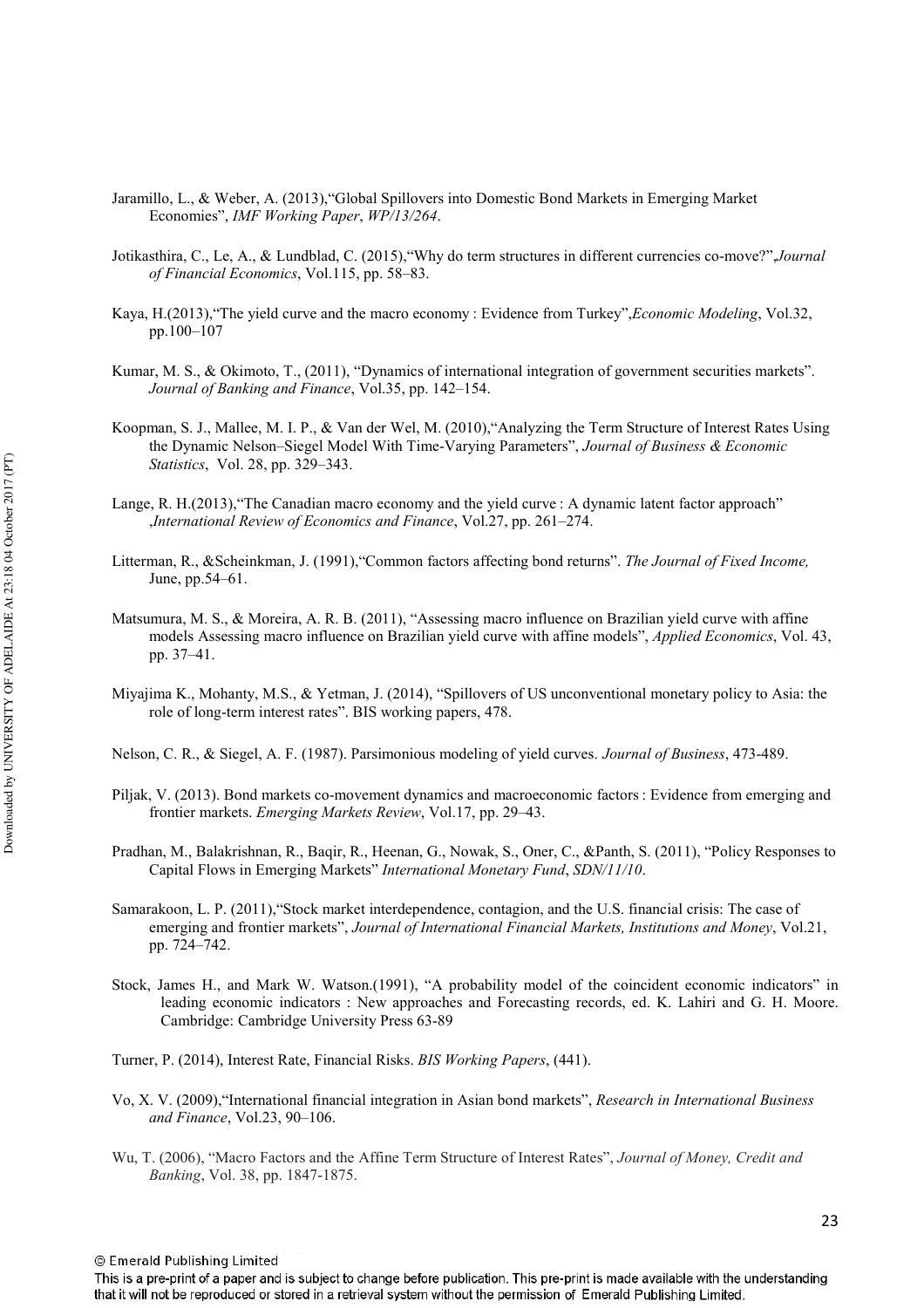Jaramillo, L., & Weber, A. (2013),"Global Spillovers into Domestic Bond Markets in Emerging Market Economies", *IMF Working Paper*, *WP/13/264*.

Jotikasthira, C., Le, A., & Lundblad, C. (2015),"Why do term structures in different currencies co-move?",*Journal of Financial Economics*, Vol.115, pp. 58–83.

Kaya, H.(2013),"The yield curve and the macro economy : Evidence from Turkey",*Economic Modeling*, Vol.32, pp.100–107

Kumar, M. S., & Okimoto, T., (2011), "Dynamics of international integration of government securities markets". *Journal of Banking and Finance*, Vol.35, pp. 142–154.

Koopman, S. J., Mallee, M. I. P., & Van der Wel, M. (2010),"Analyzing the Term Structure of Interest Rates Using the Dynamic Nelson–Siegel Model With Time-Varying Parameters", *Journal of Business & Economic Statistics*, Vol. 28, pp. 329–343.

Lange, R. H.(2013),"The Canadian macro economy and the yield curve : A dynamic latent factor approach" ,*International Review of Economics and Finance*, Vol.27, pp. 261–274.

Litterman, R., &Scheinkman, J. (1991),"Common factors affecting bond returns". *The Journal of Fixed Income,* June, pp.54–61.

Matsumura, M. S., & Moreira, A. R. B. (2011), "Assessing macro influence on Brazilian yield curve with affine models Assessing macro influence on Brazilian yield curve with affine models", *Applied Economics*, Vol. 43, pp. 37–41.

Miyajima K., Mohanty, M.S., & Yetman, J. (2014), "Spillovers of US unconventional monetary policy to Asia: the role of long-term interest rates". BIS working papers, 478.

Nelson, C. R., & Siegel, A. F. (1987). Parsimonious modeling of yield curves. *Journal of Business*, 473-489.

Piljak, V. (2013). Bond markets co-movement dynamics and macroeconomic factors : Evidence from emerging and frontier markets. *Emerging Markets Review*, Vol.17, pp. 29–43.

Pradhan, M., Balakrishnan, R., Baqir, R., Heenan, G., Nowak, S., Oner, C., &Panth, S. (2011), "Policy Responses to Capital Flows in Emerging Markets" *International Monetary Fund*, *SDN/11/10*.

Samarakoon, L. P. (2011),"Stock market interdependence, contagion, and the U.S. financial crisis: The case of emerging and frontier markets", *Journal of International Financial Markets, Institutions and Money*, Vol.21, pp. 724–742.

Stock, James H., and Mark W. Watson.(1991), "A probability model of the coincident economic indicators" in leading economic indicators : New approaches and Forecasting records, ed. K. Lahiri and G. H. Moore. Cambridge: Cambridge University Press 63-89

Turner, P. (2014), Interest Rate, Financial Risks. *BIS Working Papers*, (441).

Vo, X. V. (2009),"International financial integration in Asian bond markets", *Research in International Business and Finance*, Vol.23, 90–106.

Wu, T. (2006), "Macro Factors and the Affine Term Structure of Interest Rates", *Journal of Money, Credit and Banking*, Vol. 38, pp. 1847-1875.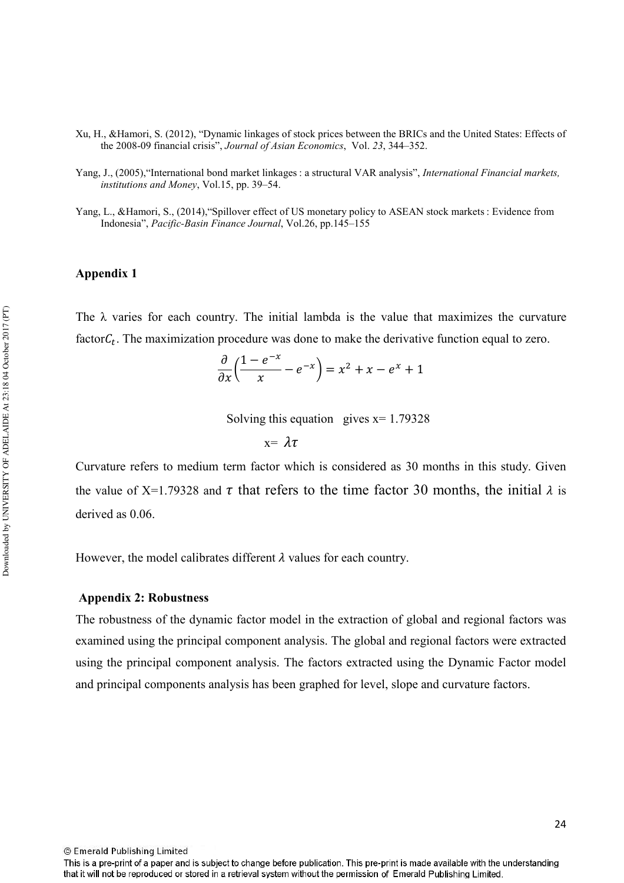Xu, H., &Hamori, S. (2012), "Dynamic linkages of stock prices between the BRICs and the United States: Effects of the 2008-09 financial crisis", *Journal of Asian Economics*, Vol. *23*, 344–352.

Yang, J., (2005),"International bond market linkages : a structural VAR analysis", *International Financial markets, institutions and Money*, Vol.15, pp. 39–54.

Yang, L., &Hamori, S., (2014),"Spillover effect of US monetary policy to ASEAN stock markets : Evidence from Indonesia", *Pacific-Basin Finance Journal*, Vol.26, pp.145–155

**Appendix 1**

The λ varies for each country. The initial lambda is the value that maximizes the curvature factor$C_t$. The maximization procedure was done to make the derivative function equal to zero.

$$\frac{\partial}{\partial x}\left(\frac{1-e^{-x}}{x} - e^{-x}\right) = x^2 + x - e^x + 1$$

Solving this equation gives x= 1.79328

$$x = \lambda\tau$$

Curvature refers to medium term factor which is considered as 30 months in this study. Given the value of X=1.79328 and $\tau$ that refers to the time factor 30 months, the initial $\lambda$ is derived as 0.06.

However, the model calibrates different $\lambda$ values for each country.

**Appendix 2: Robustness**

The robustness of the dynamic factor model in the extraction of global and regional factors was examined using the principal component analysis. The global and regional factors were extracted using the principal component analysis. The factors extracted using the Dynamic Factor model and principal components analysis has been graphed for level, slope and curvature factors.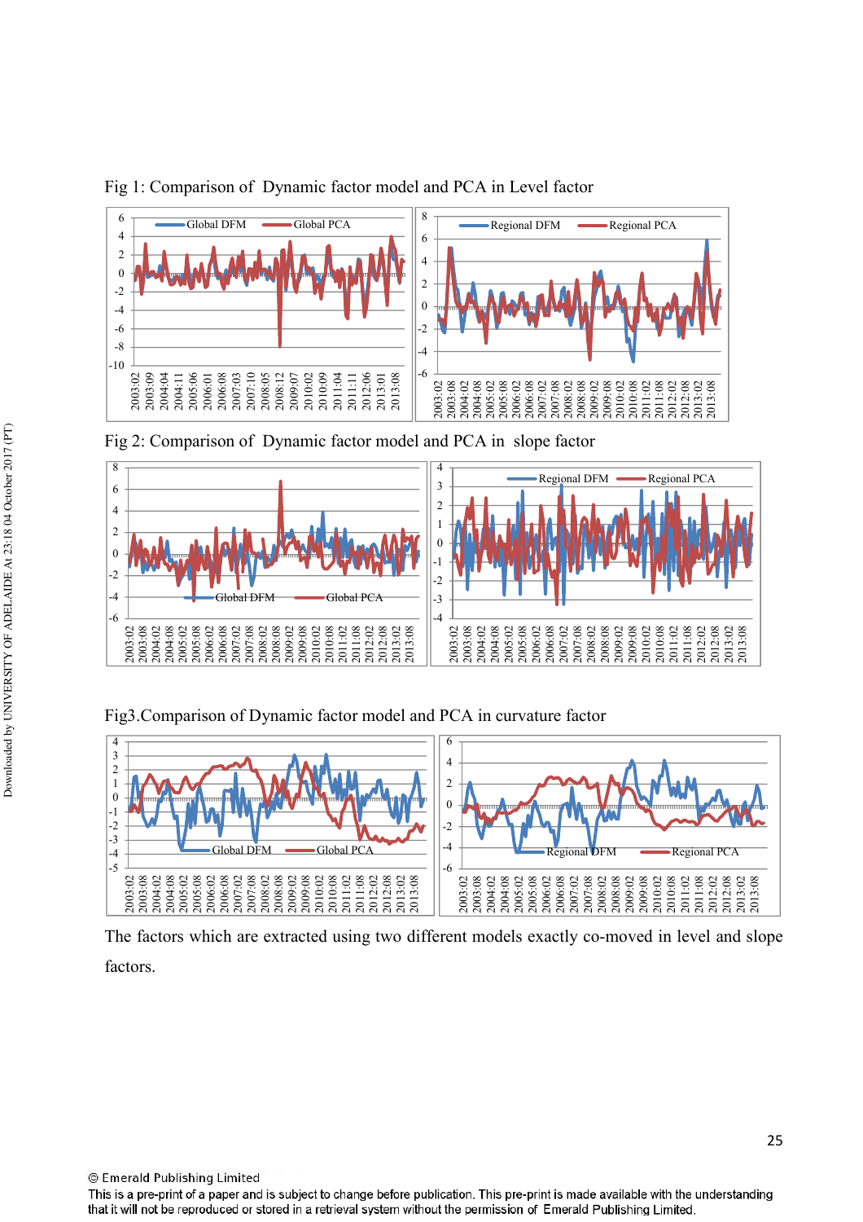Fig 1: Comparison of Dynamic factor model and PCA in Level factor

Global DFM
Global PCA

6
4
2
0
-2
-4
-6
-8
-10

2003:02
2003:09
2004:04
2004:11
2005:06
2006:01
2006:08
2007:03
2007:10
2008:05
2008:12
2009:07
2010:02
2010:09
2011:04
2011:11
2012:06
2013:01
2013:08

Regional DFM
Regional PCA

8
6
4
2
0
-2
-4
-6

2003:02
2003:08
2004:02
2004:08
2005:02
2005:08
2006:02
2006:08
2007:02
2007:08
2008:02
2008:08
2009:02
2009:08
2010:02
2010:08
2011:02
2011:08
2012:02
2012:08
2013:02
2013:08

Fig 2: Comparison of Dynamic factor model and PCA in slope factor

Global DFM
Global PCA

8
6
4
2
0
-2
-4
-6

2003:02
2003:08
2004:02
2004:08
2005:02
2005:08
2006:02
2006:08
2007:02
2007:08
2008:02
2008:08
2009:02
2009:08
2010:02
2010:08
2011:02
2011:08
2012:02
2012:08
2013:02
2013:08

Regional DFM
Regional PCA

4
3
2
1
0
-1
-2
-3
-4

2003:02
2003:08
2004:02
2004:08
2005:02
2005:08
2006:02
2006:08
2007:02
2007:08
2008:02
2008:08
2009:02
2009:08
2010:02
2010:08
2011:02
2011:08
2012:02
2012:08
2013:02
2013:08

Fig3.Comparison of Dynamic factor model and PCA in curvature factor

Global DFM
Global PCA

4
3
2
1
0
-1
-2
-3
-4
-5

2003:02
2003:08
2004:02
2004:08
2005:02
2005:08
2006:02
2006:08
2007:02
2007:08
2008:02
2008:08
2009:02
2009:08
2010:02
2010:08
2011:02
2011:08
2012:02
2012:08
2013:02
2013:08

Regional DFM
Regional PCA

6
4
2
0
-2
-4
-6

2003:02
2003:08
2004:02
2004:08
2005:02
2005:08
2006:02
2006:08
2007:02
2007:08
2008:02
2008:08
2009:02
2009:08
2010:02
2010:08
2011:02
2011:08
2012:02
2012:08
2013:02
2013:08

The factors which are extracted using two different models exactly co-moved in level and slope factors.